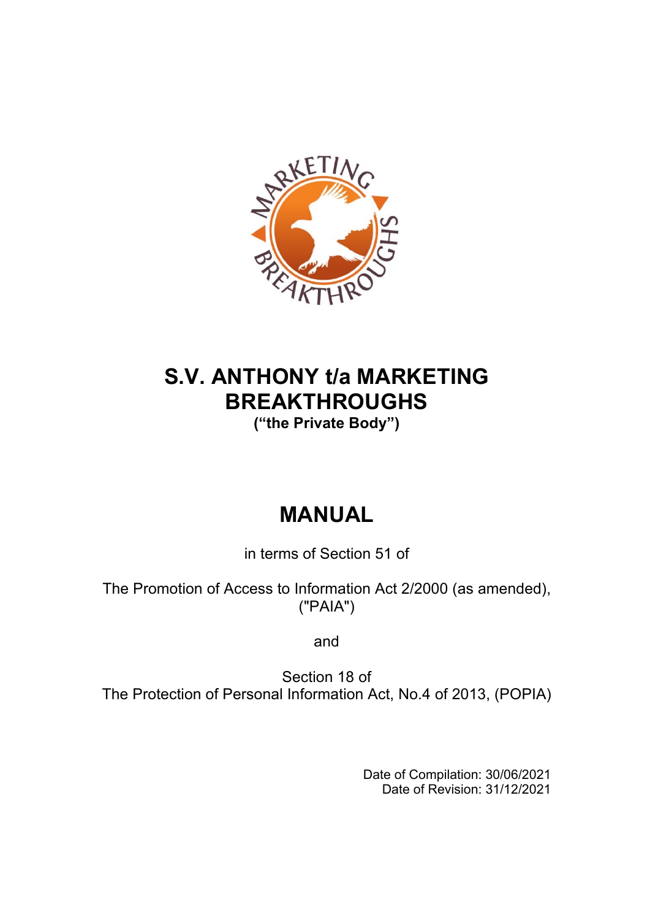# S.V. ANTHONY t/a MARKETING BREAKTHROUGHS

**("the Private Body")**

# MANUAL

in terms of Section 51 of

The Promotion of Access to Information Act 2/2000 (as amended), ("PAIA")

and

Section 18 of
The Protection of Personal Information Act, No.4 of 2013, (POPIA)

Date of Compilation: 30/06/2021
Date of Revision: 31/12/2021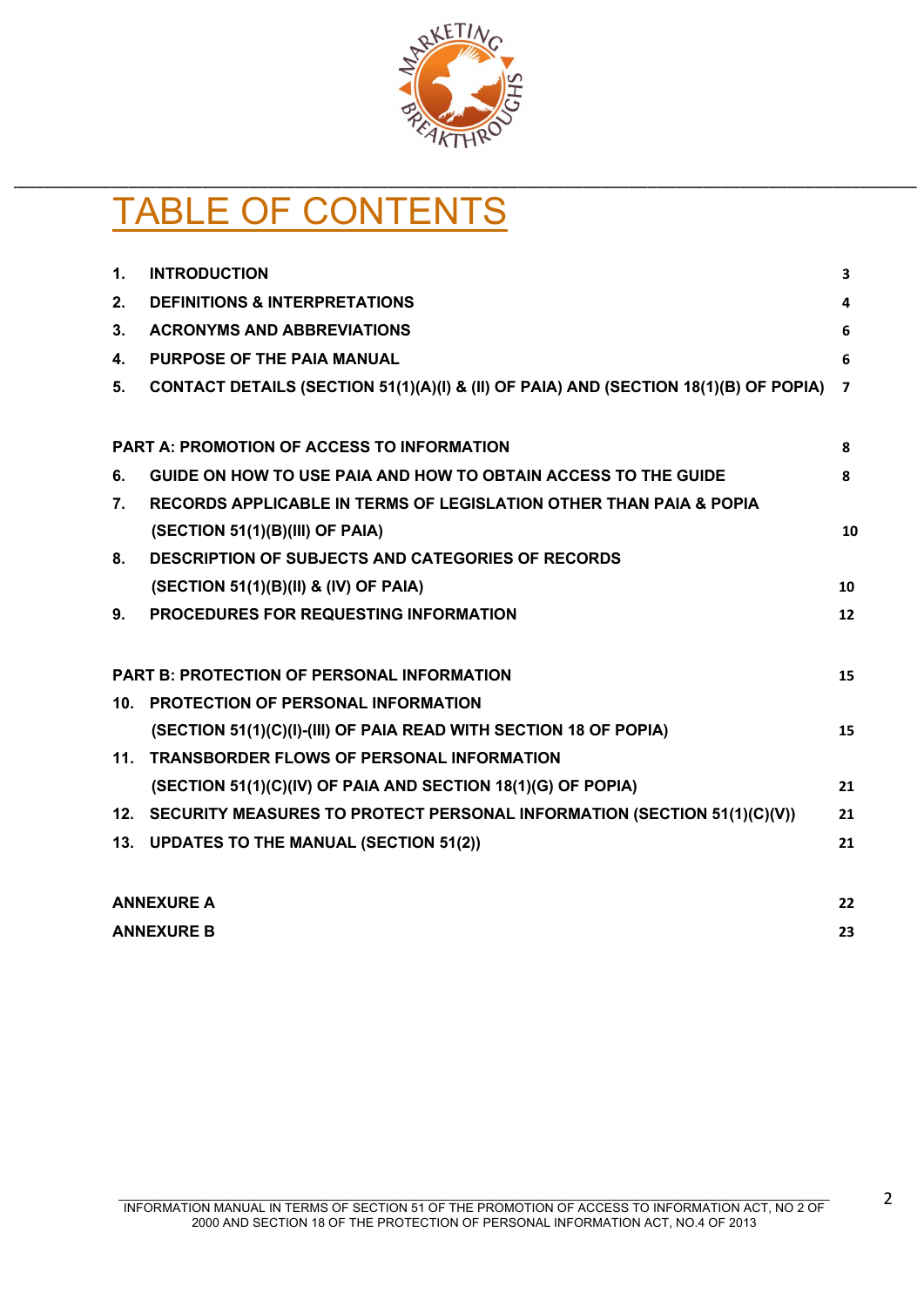# TABLE OF CONTENTS

| | | |
|---|---|---|
| **1.** | **INTRODUCTION** | **3** |
| **2.** | **DEFINITIONS & INTERPRETATIONS** | **4** |
| **3.** | **ACRONYMS AND ABBREVIATIONS** | **6** |
| **4.** | **PURPOSE OF THE PAIA MANUAL** | **6** |
| **5.** | **CONTACT DETAILS (SECTION 51(1)(A)(I) & (II) OF PAIA) AND (SECTION 18(1)(B) OF POPIA)** | **7** |
| | | |
| **PART A: PROMOTION OF ACCESS TO INFORMATION** | | **8** |
| **6.** | **GUIDE ON HOW TO USE PAIA AND HOW TO OBTAIN ACCESS TO THE GUIDE** | **8** |
| **7.** | **RECORDS APPLICABLE IN TERMS OF LEGISLATION OTHER THAN PAIA & POPIA (SECTION 51(1)(B)(III) OF PAIA)** | **10** |
| **8.** | **DESCRIPTION OF SUBJECTS AND CATEGORIES OF RECORDS (SECTION 51(1)(B)(II) & (IV) OF PAIA)** | **10** |
| **9.** | **PROCEDURES FOR REQUESTING INFORMATION** | **12** |
| | | |
| **PART B: PROTECTION OF PERSONAL INFORMATION** | | **15** |
| **10.** | **PROTECTION OF PERSONAL INFORMATION (SECTION 51(1)(C)(I)-(III) OF PAIA READ WITH SECTION 18 OF POPIA)** | **15** |
| **11.** | **TRANSBORDER FLOWS OF PERSONAL INFORMATION (SECTION 51(1)(C)(IV) OF PAIA AND SECTION 18(1)(G) OF POPIA)** | **21** |
| **12.** | **SECURITY MEASURES TO PROTECT PERSONAL INFORMATION (SECTION 51(1)(C)(V))** | **21** |
| **13.** | **UPDATES TO THE MANUAL (SECTION 51(2))** | **21** |
| | | |
| **ANNEXURE A** | | **22** |
| **ANNEXURE B** | | **23** |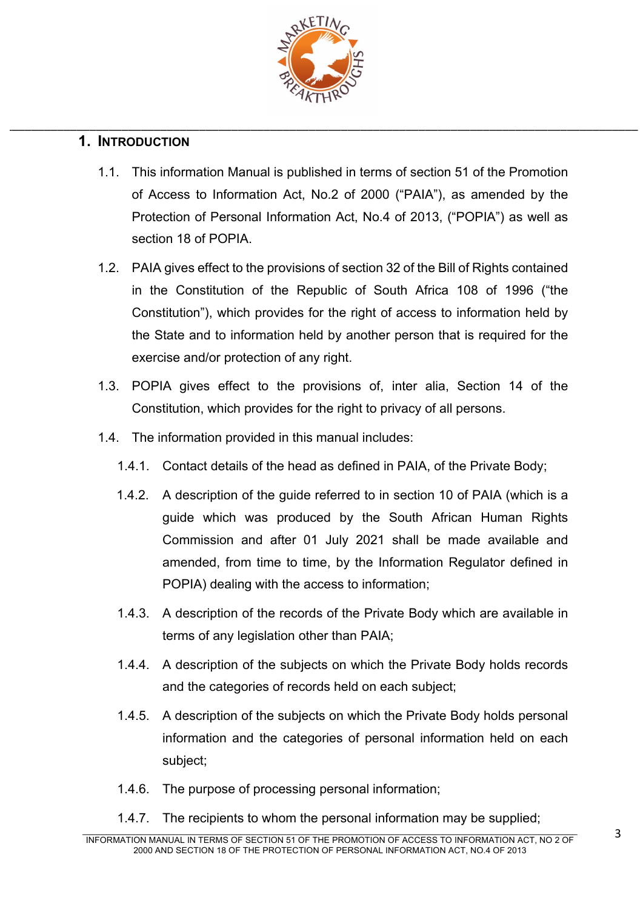# 1. INTRODUCTION

1.1. This information Manual is published in terms of section 51 of the Promotion of Access to Information Act, No.2 of 2000 ("PAIA"), as amended by the Protection of Personal Information Act, No.4 of 2013, ("POPIA") as well as section 18 of POPIA.

1.2. PAIA gives effect to the provisions of section 32 of the Bill of Rights contained in the Constitution of the Republic of South Africa 108 of 1996 ("the Constitution"), which provides for the right of access to information held by the State and to information held by another person that is required for the exercise and/or protection of any right.

1.3. POPIA gives effect to the provisions of, inter alia, Section 14 of the Constitution, which provides for the right to privacy of all persons.

1.4. The information provided in this manual includes:

1.4.1. Contact details of the head as defined in PAIA, of the Private Body;

1.4.2. A description of the guide referred to in section 10 of PAIA (which is a guide which was produced by the South African Human Rights Commission and after 01 July 2021 shall be made available and amended, from time to time, by the Information Regulator defined in POPIA) dealing with the access to information;

1.4.3. A description of the records of the Private Body which are available in terms of any legislation other than PAIA;

1.4.4. A description of the subjects on which the Private Body holds records and the categories of records held on each subject;

1.4.5. A description of the subjects on which the Private Body holds personal information and the categories of personal information held on each subject;

1.4.6. The purpose of processing personal information;

1.4.7. The recipients to whom the personal information may be supplied;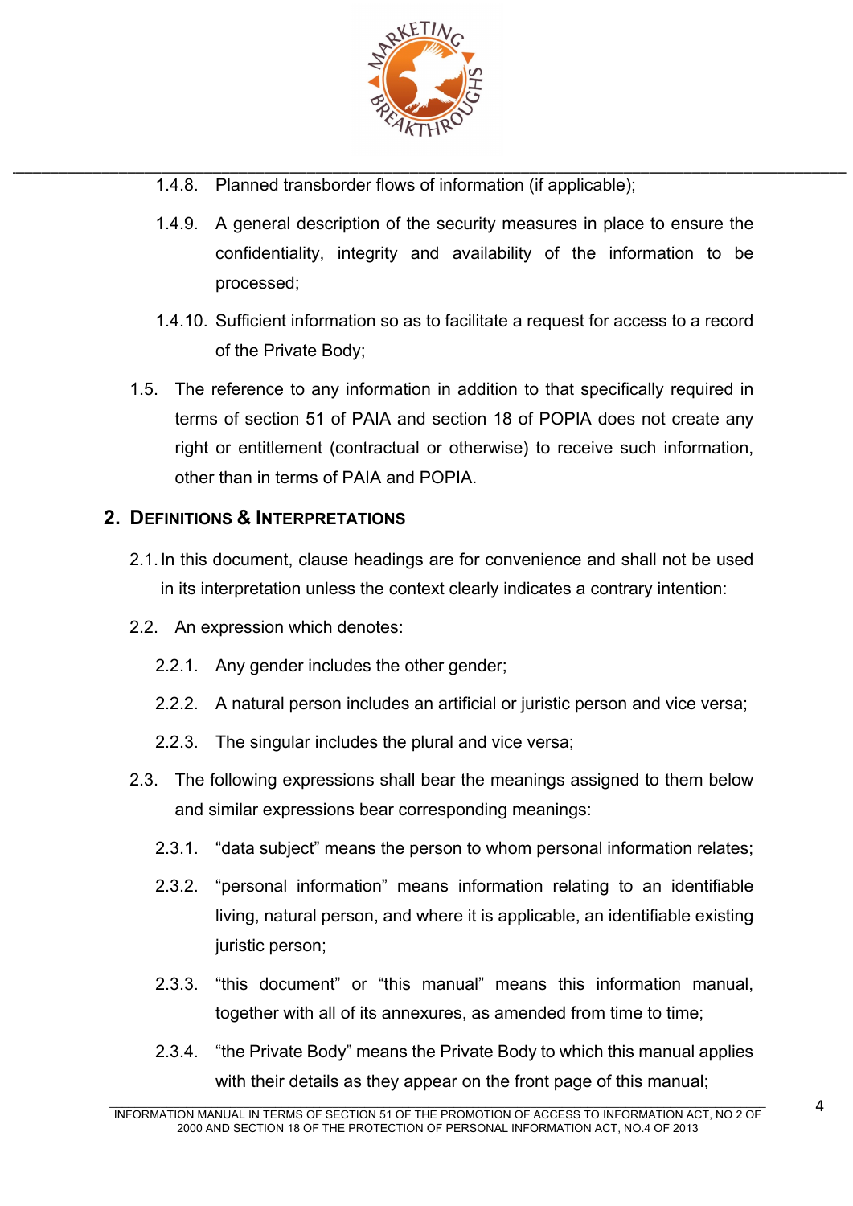1.4.8. Planned transborder flows of information (if applicable);

1.4.9. A general description of the security measures in place to ensure the confidentiality, integrity and availability of the information to be processed;

1.4.10. Sufficient information so as to facilitate a request for access to a record of the Private Body;

1.5. The reference to any information in addition to that specifically required in terms of section 51 of PAIA and section 18 of POPIA does not create any right or entitlement (contractual or otherwise) to receive such information, other than in terms of PAIA and POPIA.

## 2. DEFINITIONS & INTERPRETATIONS

2.1. In this document, clause headings are for convenience and shall not be used in its interpretation unless the context clearly indicates a contrary intention:

2.2. An expression which denotes:

2.2.1. Any gender includes the other gender;

2.2.2. A natural person includes an artificial or juristic person and vice versa;

2.2.3. The singular includes the plural and vice versa;

2.3. The following expressions shall bear the meanings assigned to them below and similar expressions bear corresponding meanings:

2.3.1. "data subject" means the person to whom personal information relates;

2.3.2. "personal information" means information relating to an identifiable living, natural person, and where it is applicable, an identifiable existing juristic person;

2.3.3. "this document" or "this manual" means this information manual, together with all of its annexures, as amended from time to time;

2.3.4. "the Private Body" means the Private Body to which this manual applies with their details as they appear on the front page of this manual;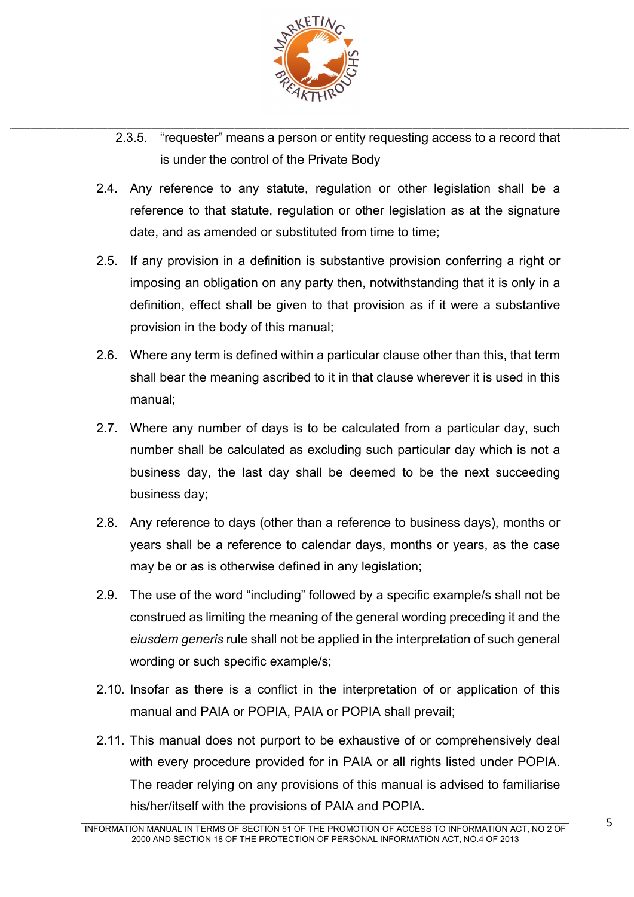2.3.5. "requester" means a person or entity requesting access to a record that is under the control of the Private Body

2.4. Any reference to any statute, regulation or other legislation shall be a reference to that statute, regulation or other legislation as at the signature date, and as amended or substituted from time to time;

2.5. If any provision in a definition is substantive provision conferring a right or imposing an obligation on any party then, notwithstanding that it is only in a definition, effect shall be given to that provision as if it were a substantive provision in the body of this manual;

2.6. Where any term is defined within a particular clause other than this, that term shall bear the meaning ascribed to it in that clause wherever it is used in this manual;

2.7. Where any number of days is to be calculated from a particular day, such number shall be calculated as excluding such particular day which is not a business day, the last day shall be deemed to be the next succeeding business day;

2.8. Any reference to days (other than a reference to business days), months or years shall be a reference to calendar days, months or years, as the case may be or as is otherwise defined in any legislation;

2.9. The use of the word "including" followed by a specific example/s shall not be construed as limiting the meaning of the general wording preceding it and the *eiusdem generis* rule shall not be applied in the interpretation of such general wording or such specific example/s;

2.10. Insofar as there is a conflict in the interpretation of or application of this manual and PAIA or POPIA, PAIA or POPIA shall prevail;

2.11. This manual does not purport to be exhaustive of or comprehensively deal with every procedure provided for in PAIA or all rights listed under POPIA. The reader relying on any provisions of this manual is advised to familiarise his/her/itself with the provisions of PAIA and POPIA.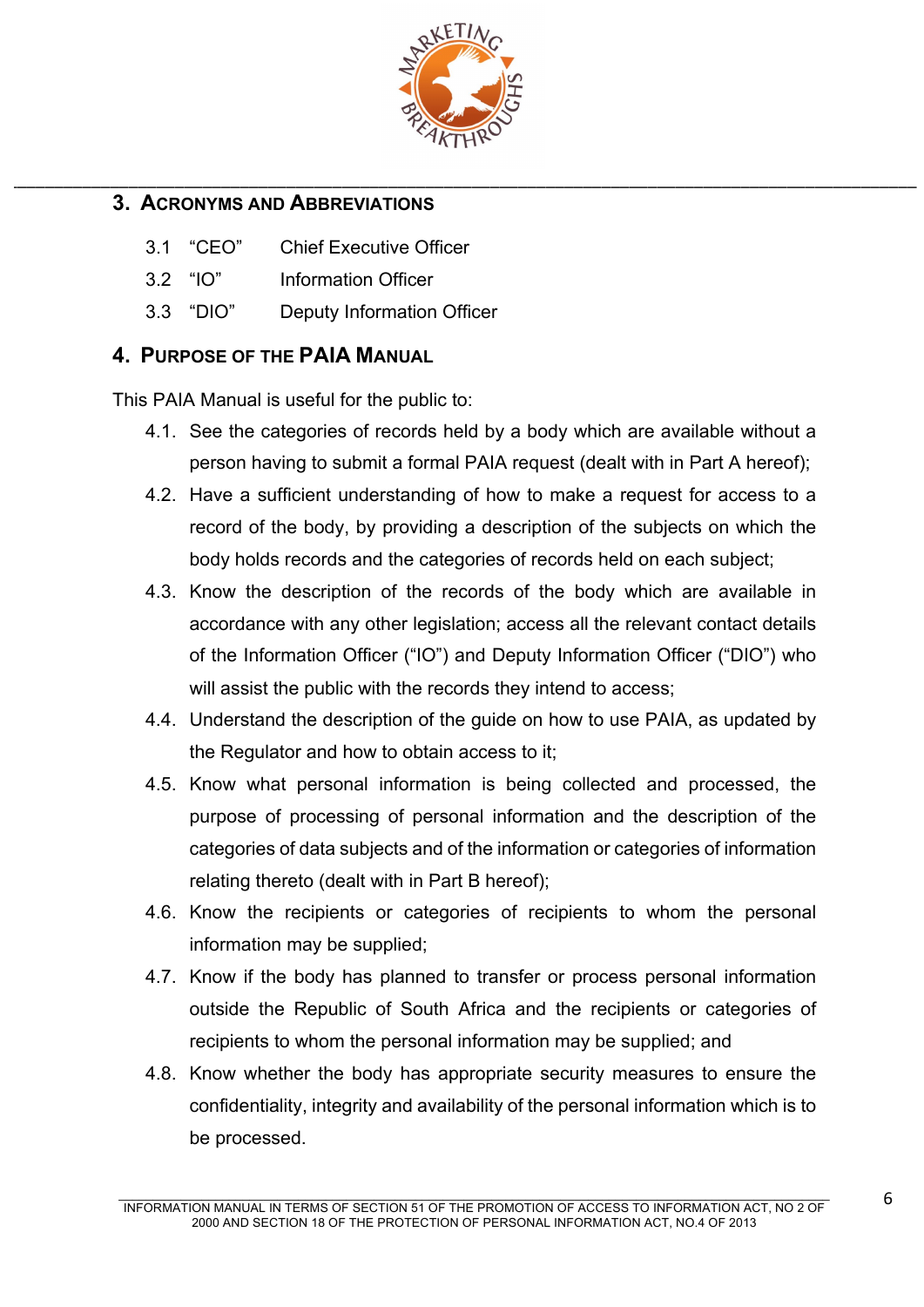## 3. ACRONYMS AND ABBREVIATIONS

3.1 "CEO" Chief Executive Officer

3.2 "IO" Information Officer

3.3 "DIO" Deputy Information Officer

## 4. PURPOSE OF THE PAIA MANUAL

This PAIA Manual is useful for the public to:

4.1. See the categories of records held by a body which are available without a person having to submit a formal PAIA request (dealt with in Part A hereof);

4.2. Have a sufficient understanding of how to make a request for access to a record of the body, by providing a description of the subjects on which the body holds records and the categories of records held on each subject;

4.3. Know the description of the records of the body which are available in accordance with any other legislation; access all the relevant contact details of the Information Officer ("IO") and Deputy Information Officer ("DIO") who will assist the public with the records they intend to access;

4.4. Understand the description of the guide on how to use PAIA, as updated by the Regulator and how to obtain access to it;

4.5. Know what personal information is being collected and processed, the purpose of processing of personal information and the description of the categories of data subjects and of the information or categories of information relating thereto (dealt with in Part B hereof);

4.6. Know the recipients or categories of recipients to whom the personal information may be supplied;

4.7. Know if the body has planned to transfer or process personal information outside the Republic of South Africa and the recipients or categories of recipients to whom the personal information may be supplied; and

4.8. Know whether the body has appropriate security measures to ensure the confidentiality, integrity and availability of the personal information which is to be processed.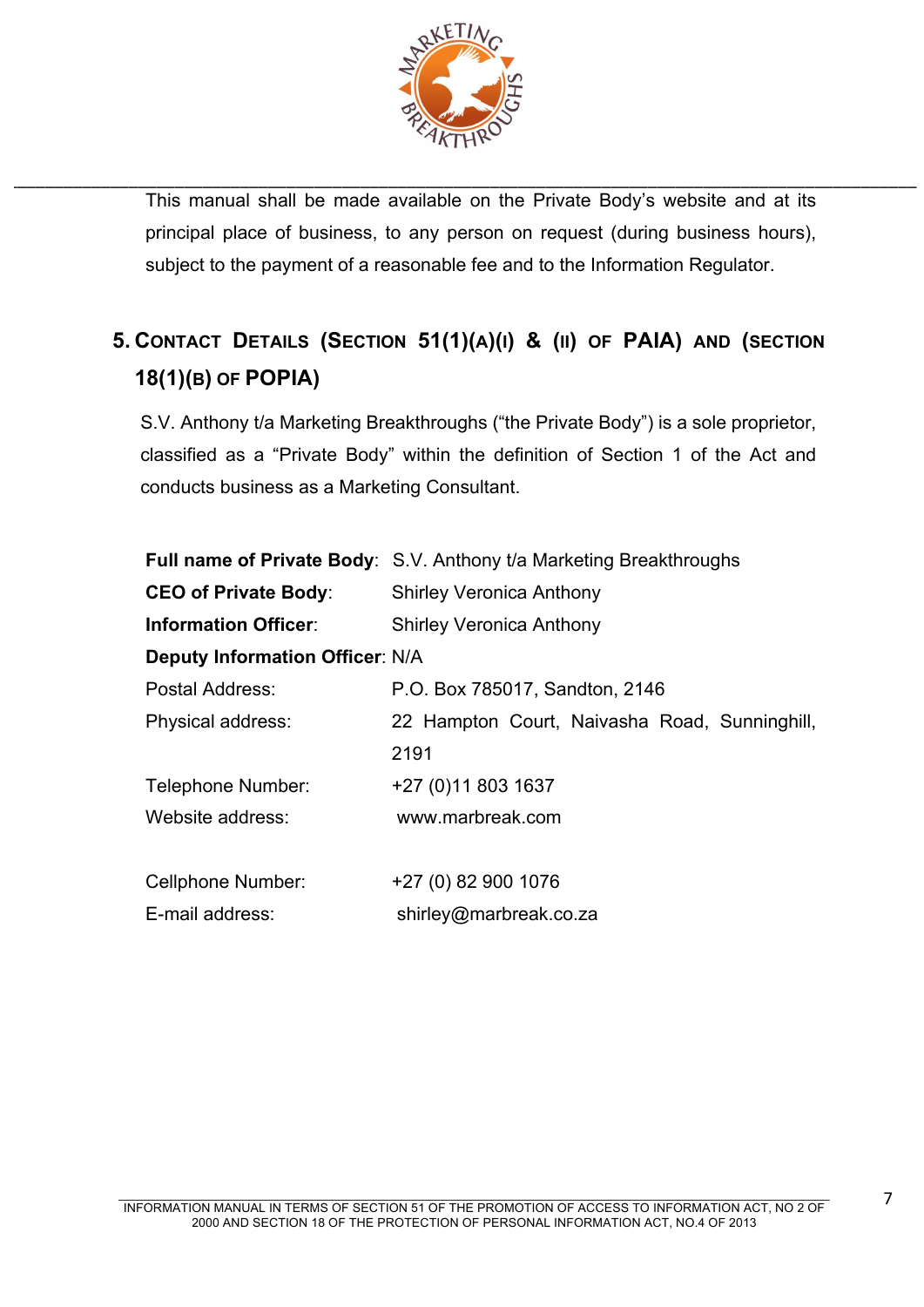This manual shall be made available on the Private Body's website and at its principal place of business, to any person on request (during business hours), subject to the payment of a reasonable fee and to the Information Regulator.

## 5. Contact Details (Section 51(1)(a)(i) & (ii) of PAIA) and (Section 18(1)(b) of POPIA)

S.V. Anthony t/a Marketing Breakthroughs ("the Private Body") is a sole proprietor, classified as a "Private Body" within the definition of Section 1 of the Act and conducts business as a Marketing Consultant.

| | |
|---|---|
| **Full name of Private Body**: | S.V. Anthony t/a Marketing Breakthroughs |
| **CEO of Private Body**: | Shirley Veronica Anthony |
| **Information Officer**: | Shirley Veronica Anthony |
| **Deputy Information Officer**: | N/A |
| Postal Address: | P.O. Box 785017, Sandton, 2146 |
| Physical address: | 22 Hampton Court, Naivasha Road, Sunninghill, 2191 |
| Telephone Number: | +27 (0)11 803 1637 |
| Website address: | www.marbreak.com |
| Cellphone Number: | +27 (0) 82 900 1076 |
| E-mail address: | shirley@marbreak.co.za |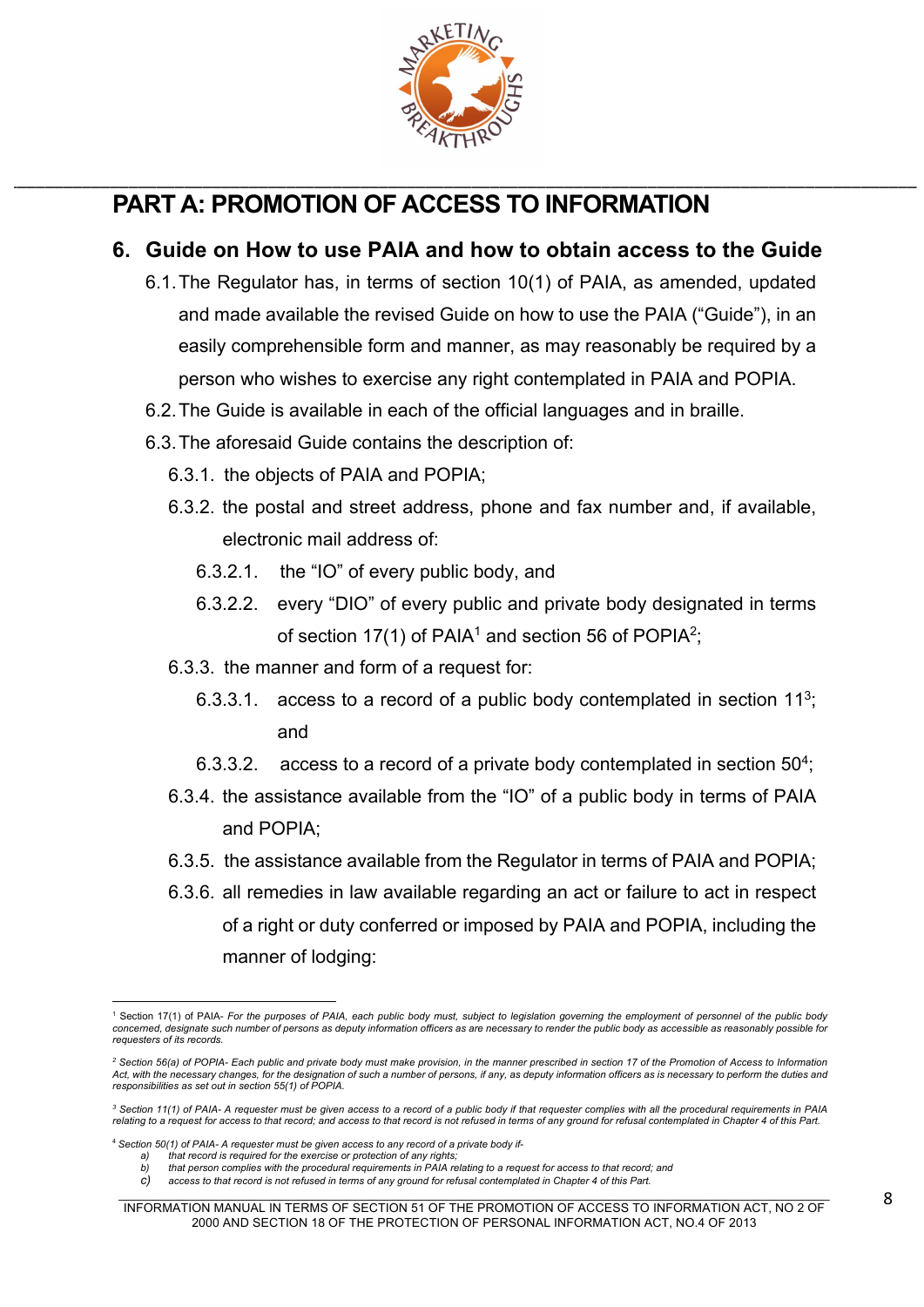# PART A: PROMOTION OF ACCESS TO INFORMATION

## 6. Guide on How to use PAIA and how to obtain access to the Guide

6.1. The Regulator has, in terms of section 10(1) of PAIA, as amended, updated and made available the revised Guide on how to use the PAIA ("Guide"), in an easily comprehensible form and manner, as may reasonably be required by a person who wishes to exercise any right contemplated in PAIA and POPIA.

6.2. The Guide is available in each of the official languages and in braille.

6.3. The aforesaid Guide contains the description of:

6.3.1. the objects of PAIA and POPIA;

6.3.2. the postal and street address, phone and fax number and, if available, electronic mail address of:

6.3.2.1. the "IO" of every public body, and

6.3.2.2. every "DIO" of every public and private body designated in terms of section 17(1) of PAIA[1] and section 56 of POPIA[2];

6.3.3. the manner and form of a request for:

6.3.3.1. access to a record of a public body contemplated in section 11[3]; and

6.3.3.2. access to a record of a private body contemplated in section 50[4];

6.3.4. the assistance available from the "IO" of a public body in terms of PAIA and POPIA;

6.3.5. the assistance available from the Regulator in terms of PAIA and POPIA;

6.3.6. all remedies in law available regarding an act or failure to act in respect of a right or duty conferred or imposed by PAIA and POPIA, including the manner of lodging:

---

[1] Section 17(1) of PAIA- *For the purposes of PAIA, each public body must, subject to legislation governing the employment of personnel of the public body concerned, designate such number of persons as deputy information officers as are necessary to render the public body as accessible as reasonably possible for requesters of its records.*

[2] *Section 56(a) of POPIA- Each public and private body must make provision, in the manner prescribed in section 17 of the Promotion of Access to Information Act, with the necessary changes, for the designation of such a number of persons, if any, as deputy information officers as is necessary to perform the duties and responsibilities as set out in section 55(1) of POPIA.*

[3] *Section 11(1) of PAIA- A requester must be given access to a record of a public body if that requester complies with all the procedural requirements in PAIA relating to a request for access to that record; and access to that record is not refused in terms of any ground for refusal contemplated in Chapter 4 of this Part.*

[4] *Section 50(1) of PAIA- A requester must be given access to any record of a private body if-*

*a) that record is required for the exercise or protection of any rights;*

*b) that person complies with the procedural requirements in PAIA relating to a request for access to that record; and*

*c) access to that record is not refused in terms of any ground for refusal contemplated in Chapter 4 of this Part.*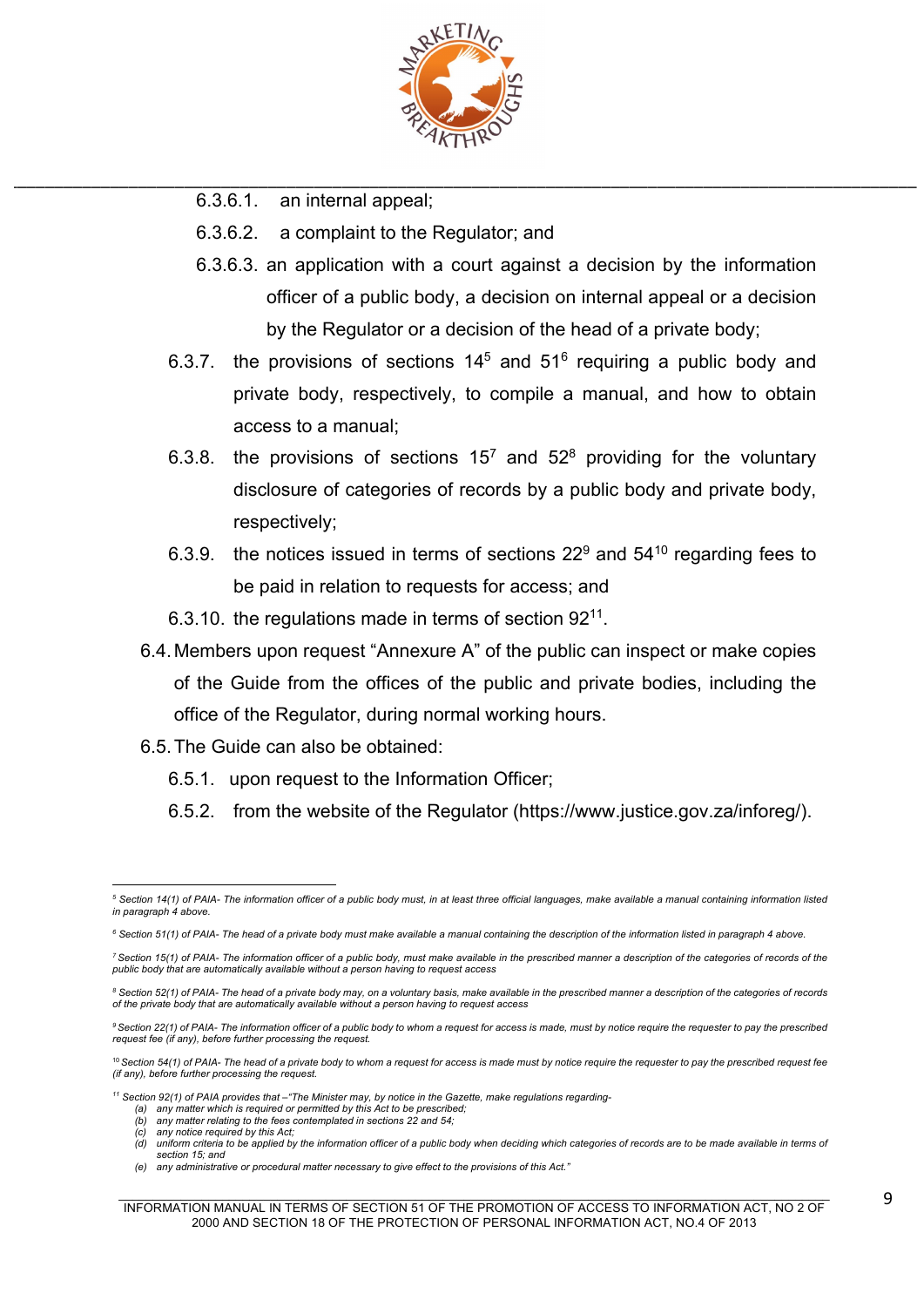6.3.6.1. an internal appeal;

6.3.6.2. a complaint to the Regulator; and

6.3.6.3. an application with a court against a decision by the information officer of a public body, a decision on internal appeal or a decision by the Regulator or a decision of the head of a private body;

6.3.7. the provisions of sections 14[5] and 51[6] requiring a public body and private body, respectively, to compile a manual, and how to obtain access to a manual;

6.3.8. the provisions of sections 15[7] and 52[8] providing for the voluntary disclosure of categories of records by a public body and private body, respectively;

6.3.9. the notices issued in terms of sections 22[9] and 54[10] regarding fees to be paid in relation to requests for access; and

6.3.10. the regulations made in terms of section 92[11].

6.4. Members upon request "Annexure A" of the public can inspect or make copies of the Guide from the offices of the public and private bodies, including the office of the Regulator, during normal working hours.

6.5. The Guide can also be obtained:

6.5.1. upon request to the Information Officer;

6.5.2. from the website of the Regulator (https://www.justice.gov.za/inforeg/).

---

[5] *Section 14(1) of PAIA- The information officer of a public body must, in at least three official languages, make available a manual containing information listed in paragraph 4 above.*

[6] *Section 51(1) of PAIA- The head of a private body must make available a manual containing the description of the information listed in paragraph 4 above.*

[7] *Section 15(1) of PAIA- The information officer of a public body, must make available in the prescribed manner a description of the categories of records of the public body that are automatically available without a person having to request access*

[8] *Section 52(1) of PAIA- The head of a private body may, on a voluntary basis, make available in the prescribed manner a description of the categories of records of the private body that are automatically available without a person having to request access*

[9] *Section 22(1) of PAIA- The information officer of a public body to whom a request for access is made, must by notice require the requester to pay the prescribed request fee (if any), before further processing the request.*

[10] *Section 54(1) of PAIA- The head of a private body to whom a request for access is made must by notice require the requester to pay the prescribed request fee (if any), before further processing the request.*

[11] *Section 92(1) of PAIA provides that –"The Minister may, by notice in the Gazette, make regulations regarding-*
*(a) any matter which is required or permitted by this Act to be prescribed;*
*(b) any matter relating to the fees contemplated in sections 22 and 54;*
*(c) any notice required by this Act;*
*(d) uniform criteria to be applied by the information officer of a public body when deciding which categories of records are to be made available in terms of section 15; and*
*(e) any administrative or procedural matter necessary to give effect to the provisions of this Act."*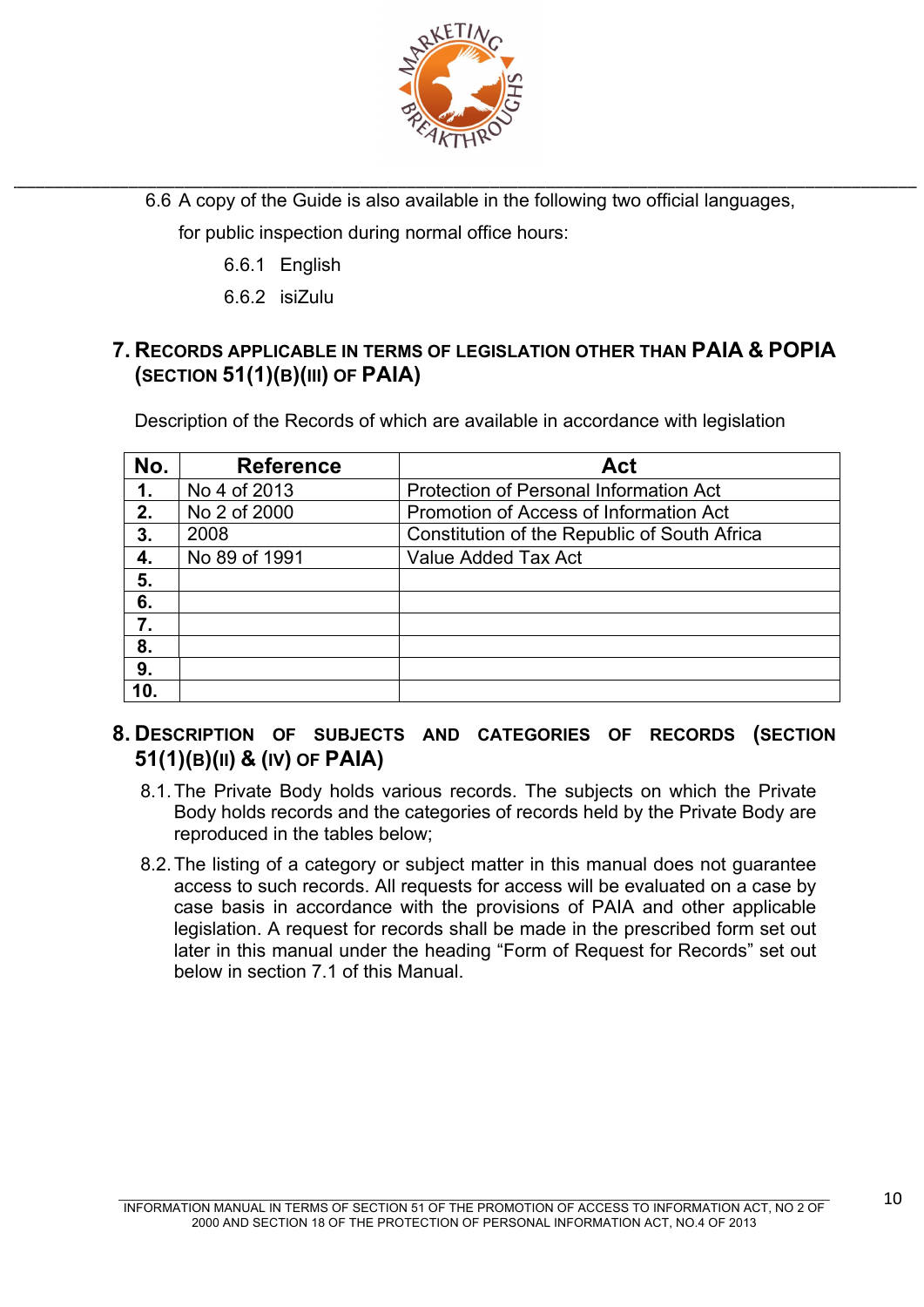6.6 A copy of the Guide is also available in the following two official languages, for public inspection during normal office hours:

6.6.1 English

6.6.2 isiZulu

## 7. RECORDS APPLICABLE IN TERMS OF LEGISLATION OTHER THAN PAIA & POPIA (SECTION 51(1)(B)(III) OF PAIA)

Description of the Records of which are available in accordance with legislation

| No. | Reference | Act |
|---|---|---|
| 1. | No 4 of 2013 | Protection of Personal Information Act |
| 2. | No 2 of 2000 | Promotion of Access of Information Act |
| 3. | 2008 | Constitution of the Republic of South Africa |
| 4. | No 89 of 1991 | Value Added Tax Act |
| 5. | | |
| 6. | | |
| 7. | | |
| 8. | | |
| 9. | | |
| 10. | | |

## 8. DESCRIPTION OF SUBJECTS AND CATEGORIES OF RECORDS (SECTION 51(1)(B)(II) & (IV) OF PAIA)

8.1. The Private Body holds various records. The subjects on which the Private Body holds records and the categories of records held by the Private Body are reproduced in the tables below;

8.2. The listing of a category or subject matter in this manual does not guarantee access to such records. All requests for access will be evaluated on a case by case basis in accordance with the provisions of PAIA and other applicable legislation. A request for records shall be made in the prescribed form set out later in this manual under the heading "Form of Request for Records" set out below in section 7.1 of this Manual.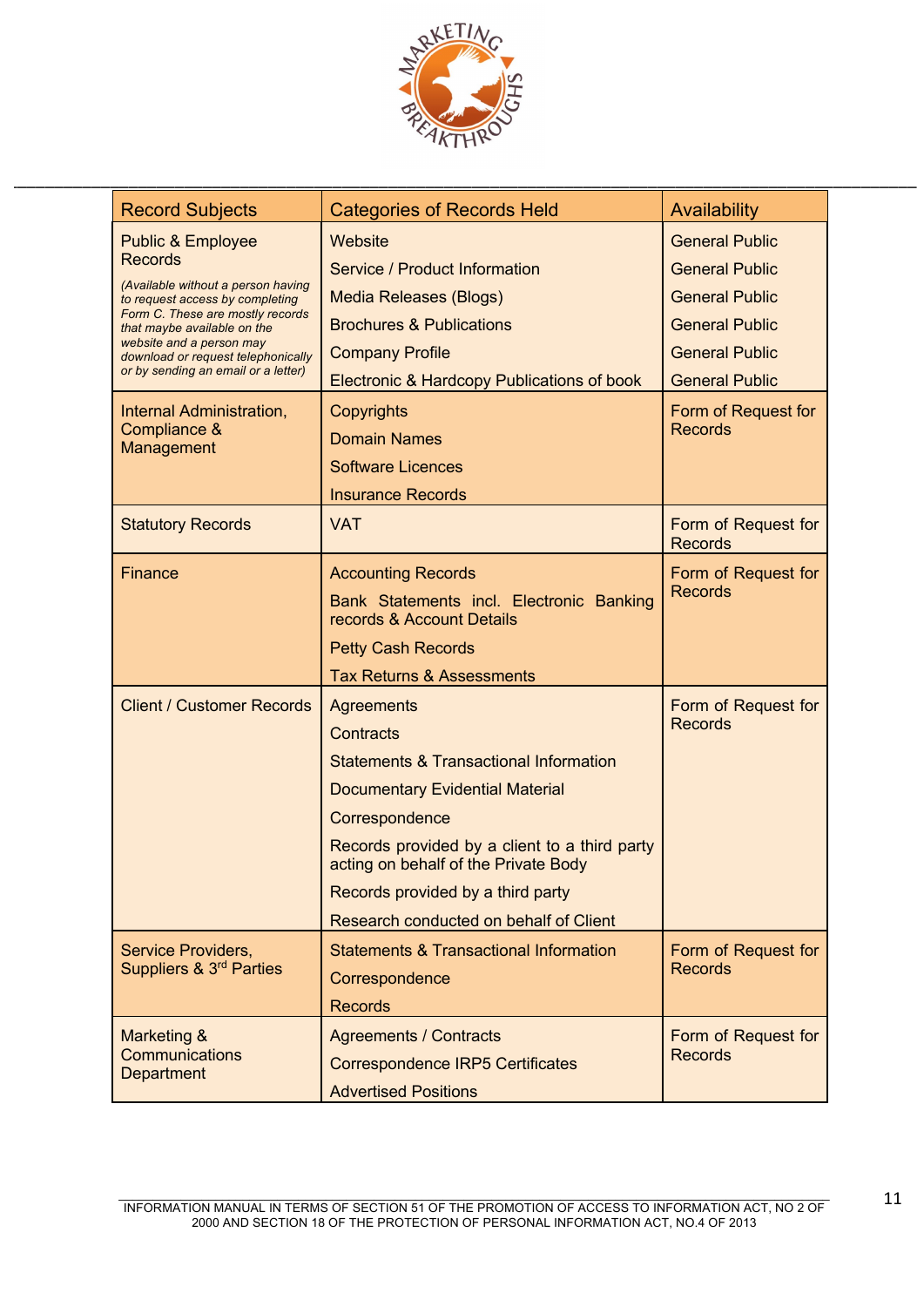| Record Subjects | Categories of Records Held | Availability |
|---|---|---|
| Public & Employee Records<br>*(Available without a person having to request access by completing Form C. These are mostly records that maybe available on the website and a person may download or request telephonically or by sending an email or a letter)* | Website | General Public |
| | Service / Product Information | General Public |
| | Media Releases (Blogs) | General Public |
| | Brochures & Publications | General Public |
| | Company Profile | General Public |
| | Electronic & Hardcopy Publications of book | General Public |
| Internal Administration, Compliance & Management | Copyrights<br>Domain Names<br>Software Licences<br>Insurance Records | Form of Request for Records |
| Statutory Records | VAT | Form of Request for Records |
| Finance | Accounting Records<br>Bank Statements incl. Electronic Banking records & Account Details<br>Petty Cash Records<br>Tax Returns & Assessments | Form of Request for Records |
| Client / Customer Records | Agreements<br>Contracts<br>Statements & Transactional Information<br>Documentary Evidential Material<br>Correspondence<br>Records provided by a client to a third party acting on behalf of the Private Body<br>Records provided by a third party<br>Research conducted on behalf of Client | Form of Request for Records |
| Service Providers, Suppliers & 3rd Parties | Statements & Transactional Information<br>Correspondence<br>Records | Form of Request for Records |
| Marketing & Communications Department | Agreements / Contracts<br>Correspondence IRP5 Certificates<br>Advertised Positions | Form of Request for Records |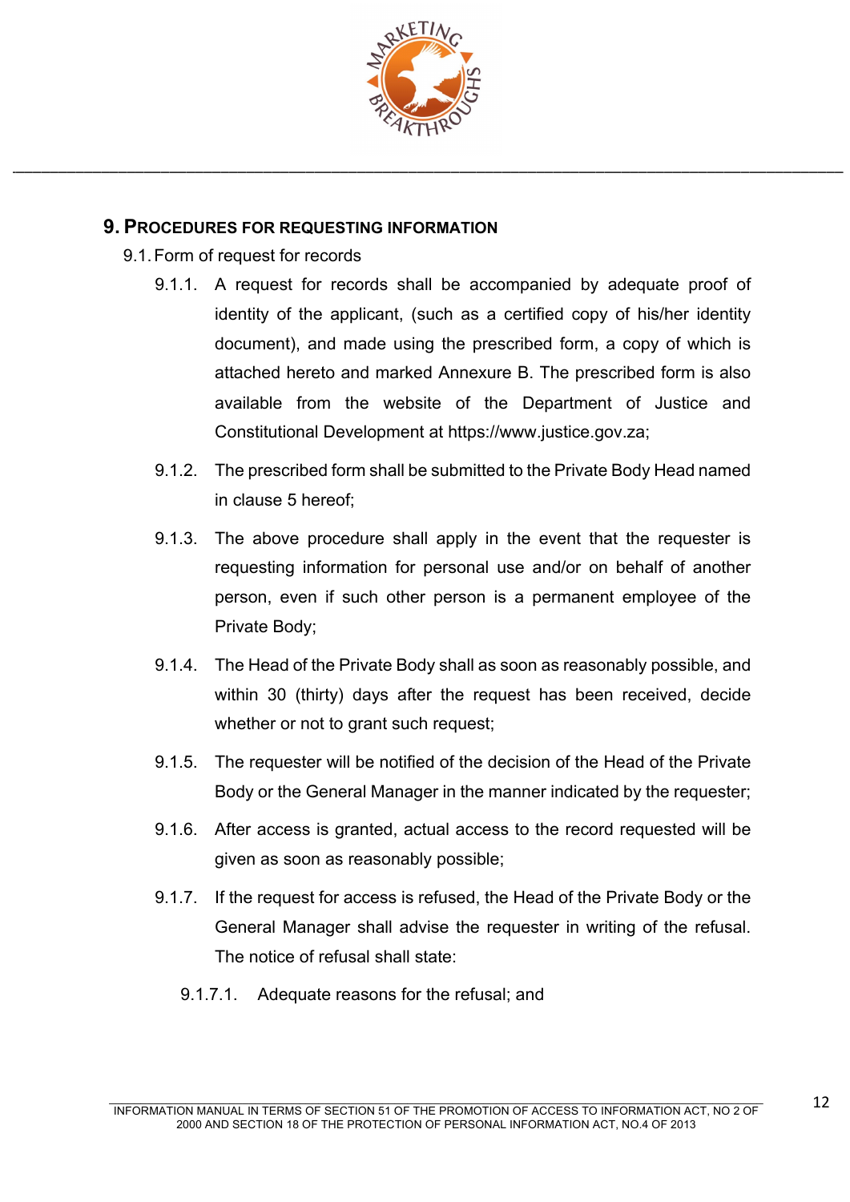## 9. Procedures for Requesting Information

9.1. Form of request for records

9.1.1. A request for records shall be accompanied by adequate proof of identity of the applicant, (such as a certified copy of his/her identity document), and made using the prescribed form, a copy of which is attached hereto and marked Annexure B. The prescribed form is also available from the website of the Department of Justice and Constitutional Development at https://www.justice.gov.za;

9.1.2. The prescribed form shall be submitted to the Private Body Head named in clause 5 hereof;

9.1.3. The above procedure shall apply in the event that the requester is requesting information for personal use and/or on behalf of another person, even if such other person is a permanent employee of the Private Body;

9.1.4. The Head of the Private Body shall as soon as reasonably possible, and within 30 (thirty) days after the request has been received, decide whether or not to grant such request;

9.1.5. The requester will be notified of the decision of the Head of the Private Body or the General Manager in the manner indicated by the requester;

9.1.6. After access is granted, actual access to the record requested will be given as soon as reasonably possible;

9.1.7. If the request for access is refused, the Head of the Private Body or the General Manager shall advise the requester in writing of the refusal. The notice of refusal shall state:

9.1.7.1. Adequate reasons for the refusal; and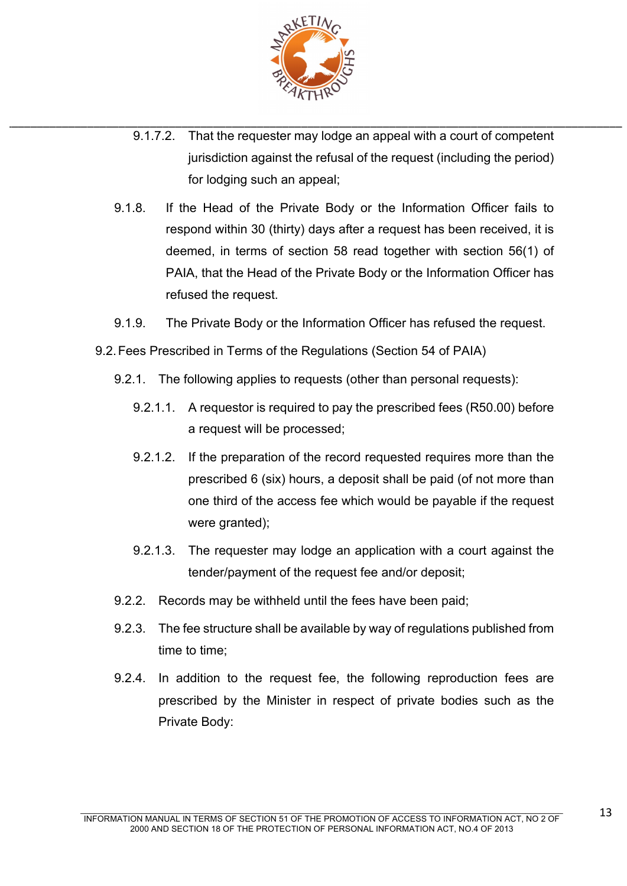9.1.7.2. That the requester may lodge an appeal with a court of competent jurisdiction against the refusal of the request (including the period) for lodging such an appeal;

9.1.8. If the Head of the Private Body or the Information Officer fails to respond within 30 (thirty) days after a request has been received, it is deemed, in terms of section 58 read together with section 56(1) of PAIA, that the Head of the Private Body or the Information Officer has refused the request.

9.1.9. The Private Body or the Information Officer has refused the request.

9.2. Fees Prescribed in Terms of the Regulations (Section 54 of PAIA)

9.2.1. The following applies to requests (other than personal requests):

9.2.1.1. A requestor is required to pay the prescribed fees (R50.00) before a request will be processed;

9.2.1.2. If the preparation of the record requested requires more than the prescribed 6 (six) hours, a deposit shall be paid (of not more than one third of the access fee which would be payable if the request were granted);

9.2.1.3. The requester may lodge an application with a court against the tender/payment of the request fee and/or deposit;

9.2.2. Records may be withheld until the fees have been paid;

9.2.3. The fee structure shall be available by way of regulations published from time to time;

9.2.4. In addition to the request fee, the following reproduction fees are prescribed by the Minister in respect of private bodies such as the Private Body: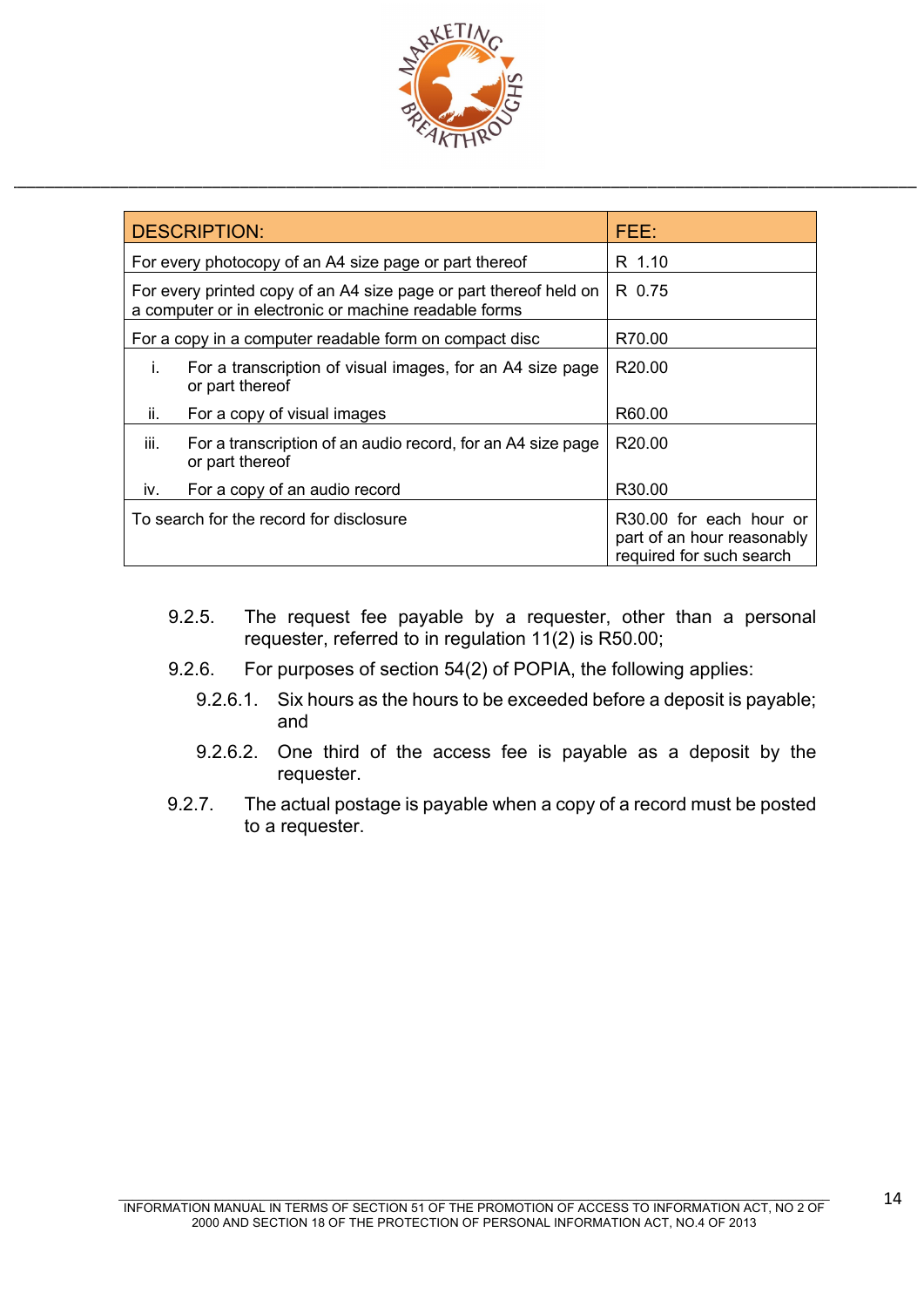| DESCRIPTION: | FEE: |
|---|---|
| For every photocopy of an A4 size page or part thereof | R 1.10 |
| For every printed copy of an A4 size page or part thereof held on a computer or in electronic or machine readable forms | R 0.75 |
| For a copy in a computer readable form on compact disc | R70.00 |
| i. For a transcription of visual images, for an A4 size page or part thereof | R20.00 |
| ii. For a copy of visual images | R60.00 |
| iii. For a transcription of an audio record, for an A4 size page or part thereof | R20.00 |
| iv. For a copy of an audio record | R30.00 |
| To search for the record for disclosure | R30.00 for each hour or part of an hour reasonably required for such search |

9.2.5. The request fee payable by a requester, other than a personal requester, referred to in regulation 11(2) is R50.00;

9.2.6. For purposes of section 54(2) of POPIA, the following applies:

9.2.6.1. Six hours as the hours to be exceeded before a deposit is payable; and

9.2.6.2. One third of the access fee is payable as a deposit by the requester.

9.2.7. The actual postage is payable when a copy of a record must be posted to a requester.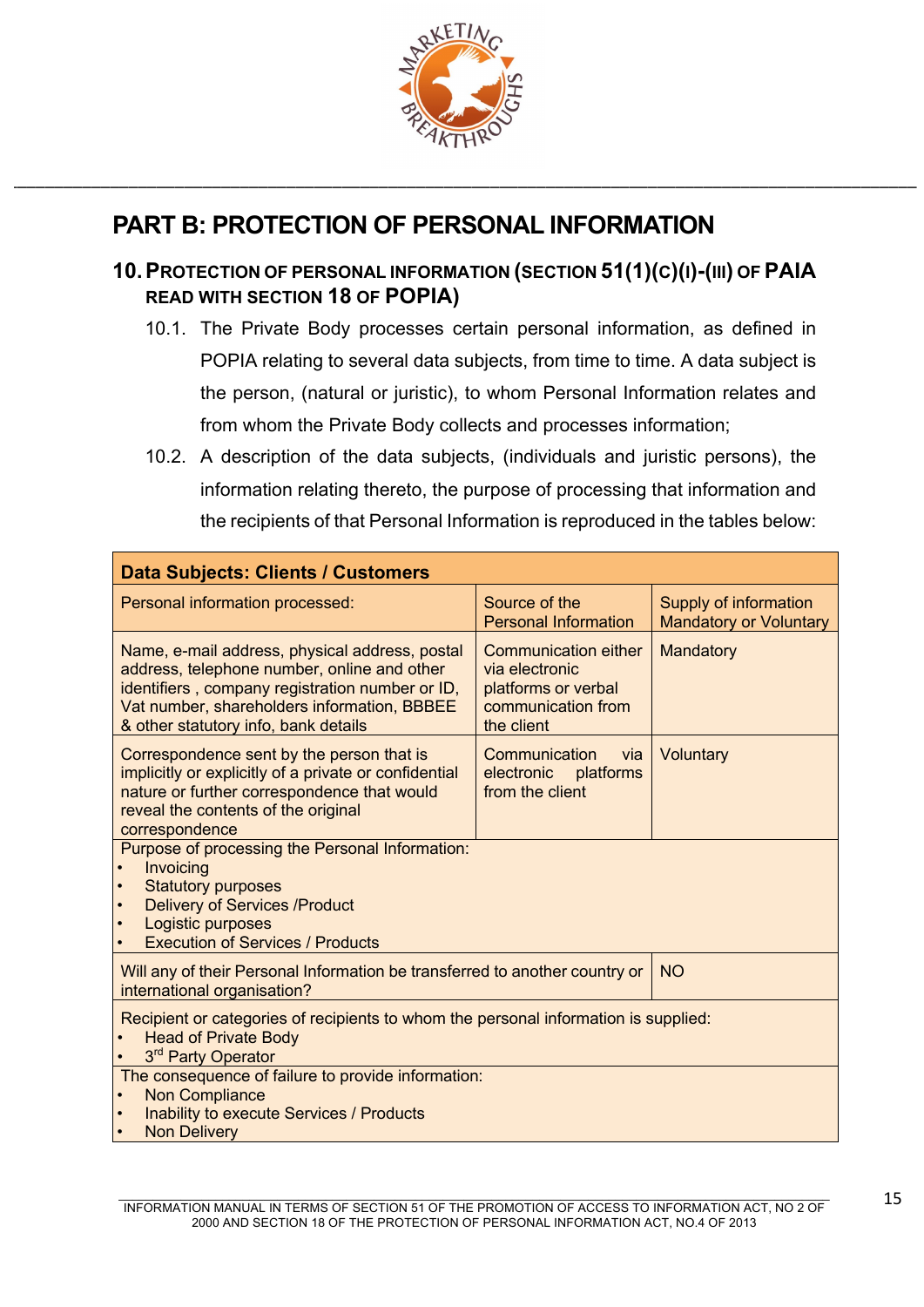# PART B: PROTECTION OF PERSONAL INFORMATION

## 10. PROTECTION OF PERSONAL INFORMATION (SECTION 51(1)(C)(I)-(III) OF PAIA READ WITH SECTION 18 OF POPIA)

10.1. The Private Body processes certain personal information, as defined in POPIA relating to several data subjects, from time to time. A data subject is the person, (natural or juristic), to whom Personal Information relates and from whom the Private Body collects and processes information;

10.2. A description of the data subjects, (individuals and juristic persons), the information relating thereto, the purpose of processing that information and the recipients of that Personal Information is reproduced in the tables below:

| **Data Subjects: Clients / Customers** | | |
|---|---|---|
| Personal information processed: | Source of the Personal Information | Supply of information Mandatory or Voluntary |
| Name, e-mail address, physical address, postal address, telephone number, online and other identifiers , company registration number or ID, Vat number, shareholders information, BBBEE & other statutory info, bank details | Communication either via electronic platforms or verbal communication from the client | Mandatory |
| Correspondence sent by the person that is implicitly or explicitly of a private or confidential nature or further correspondence that would reveal the contents of the original correspondence | Communication via electronic platforms from the client | Voluntary |
| Purpose of processing the Personal Information:<br>• Invoicing<br>• Statutory purposes<br>• Delivery of Services /Product<br>• Logistic purposes<br>• Execution of Services / Products | | |
| Will any of their Personal Information be transferred to another country or international organisation? | | NO |
| Recipient or categories of recipients to whom the personal information is supplied:<br>• Head of Private Body<br>• 3rd Party Operator | | |
| The consequence of failure to provide information:<br>• Non Compliance<br>• Inability to execute Services / Products<br>• Non Delivery | | |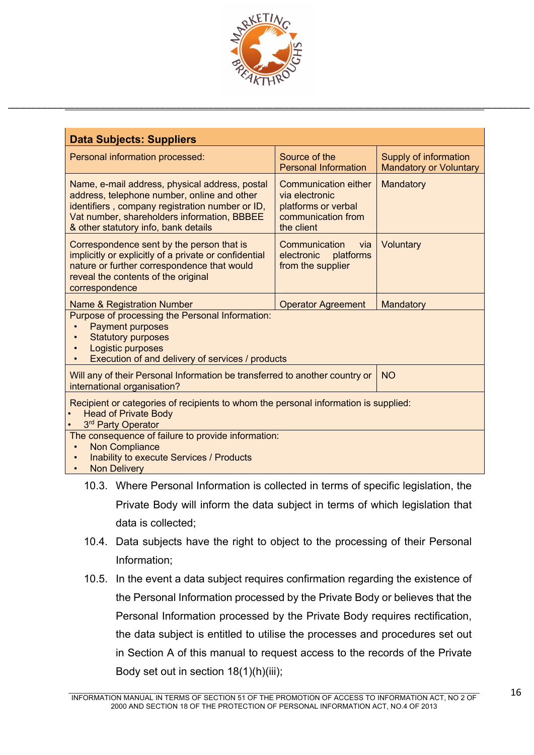| Data Subjects: Suppliers | | |
|---|---|---|
| Personal information processed: | Source of the Personal Information | Supply of information Mandatory or Voluntary |
| Name, e-mail address, physical address, postal address, telephone number, online and other identifiers , company registration number or ID, Vat number, shareholders information, BBBEE & other statutory info, bank details | Communication either via electronic platforms or verbal communication from the client | Mandatory |
| Correspondence sent by the person that is implicitly or explicitly of a private or confidential nature or further correspondence that would reveal the contents of the original correspondence | Communication via electronic platforms from the supplier | Voluntary |
| Name & Registration Number | Operator Agreement | Mandatory |
| Purpose of processing the Personal Information:<br>• Payment purposes<br>• Statutory purposes<br>• Logistic purposes<br>• Execution of and delivery of services / products | | |
| Will any of their Personal Information be transferred to another country or international organisation? | | NO |
| Recipient or categories of recipients to whom the personal information is supplied:<br>• Head of Private Body<br>• 3rd Party Operator | | |
| The consequence of failure to provide information:<br>• Non Compliance<br>• Inability to execute Services / Products<br>• Non Delivery | | |

10.3. Where Personal Information is collected in terms of specific legislation, the Private Body will inform the data subject in terms of which legislation that data is collected;

10.4. Data subjects have the right to object to the processing of their Personal Information;

10.5. In the event a data subject requires confirmation regarding the existence of the Personal Information processed by the Private Body or believes that the Personal Information processed by the Private Body requires rectification, the data subject is entitled to utilise the processes and procedures set out in Section A of this manual to request access to the records of the Private Body set out in section 18(1)(h)(iii);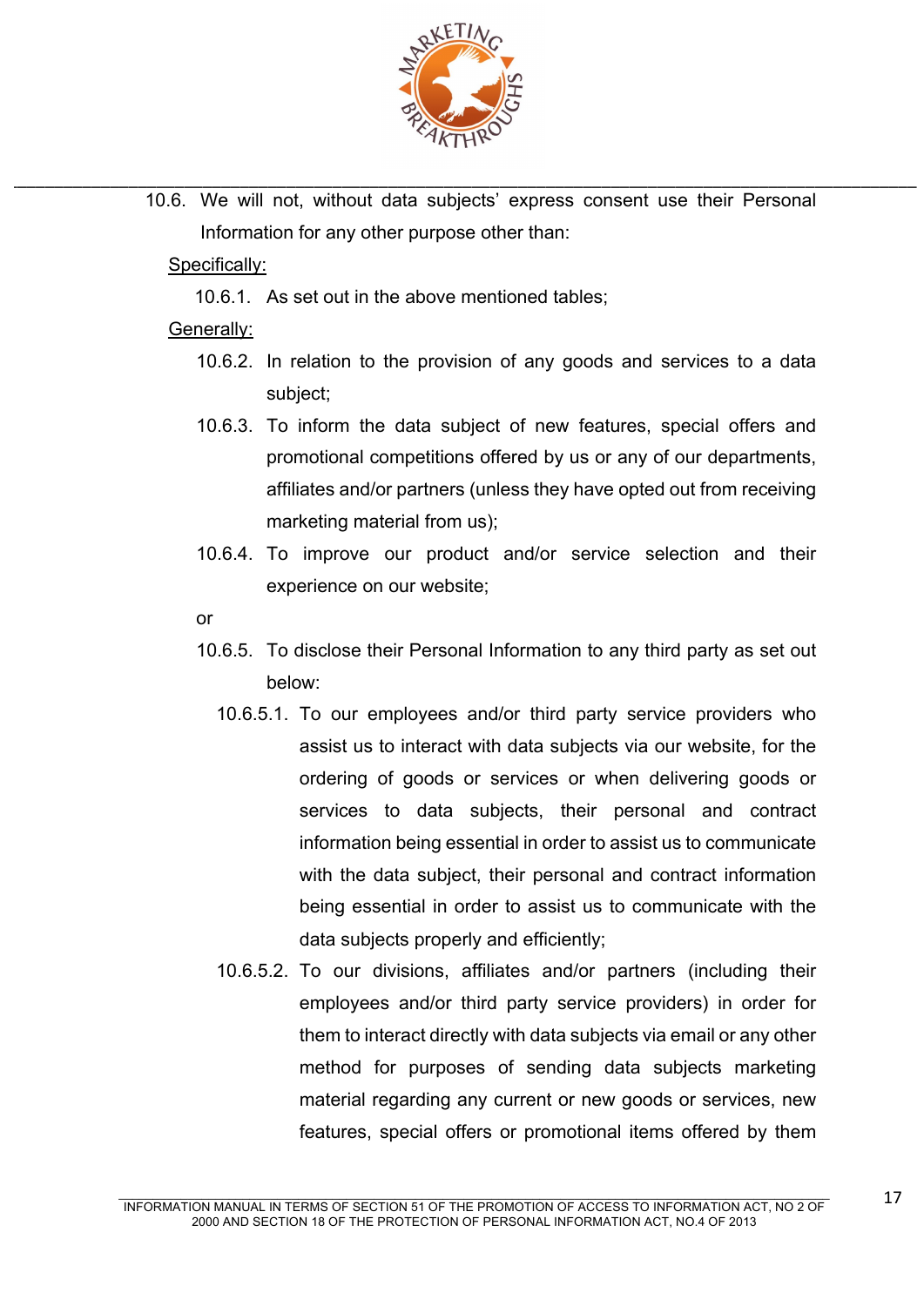10.6. We will not, without data subjects' express consent use their Personal Information for any other purpose other than:

<u>Specifically:</u>

10.6.1. As set out in the above mentioned tables;

<u>Generally:</u>

10.6.2. In relation to the provision of any goods and services to a data subject;

10.6.3. To inform the data subject of new features, special offers and promotional competitions offered by us or any of our departments, affiliates and/or partners (unless they have opted out from receiving marketing material from us);

10.6.4. To improve our product and/or service selection and their experience on our website;

or

10.6.5. To disclose their Personal Information to any third party as set out below:

10.6.5.1. To our employees and/or third party service providers who assist us to interact with data subjects via our website, for the ordering of goods or services or when delivering goods or services to data subjects, their personal and contract information being essential in order to assist us to communicate with the data subject, their personal and contract information being essential in order to assist us to communicate with the data subjects properly and efficiently;

10.6.5.2. To our divisions, affiliates and/or partners (including their employees and/or third party service providers) in order for them to interact directly with data subjects via email or any other method for purposes of sending data subjects marketing material regarding any current or new goods or services, new features, special offers or promotional items offered by them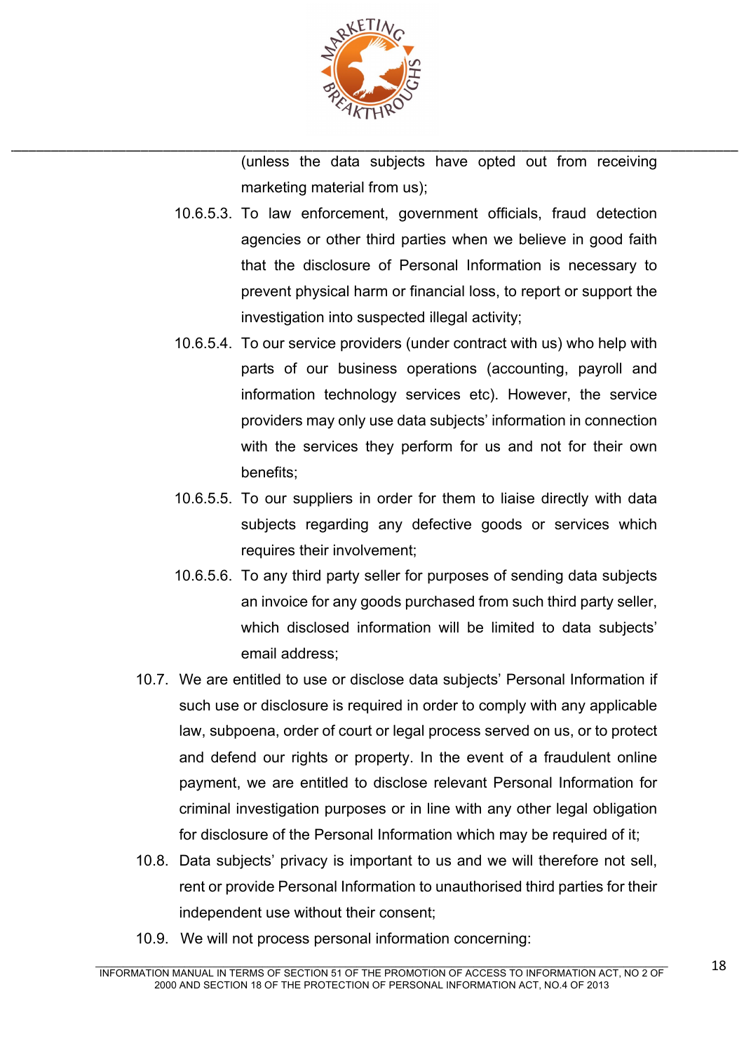(unless the data subjects have opted out from receiving marketing material from us);

10.6.5.3. To law enforcement, government officials, fraud detection agencies or other third parties when we believe in good faith that the disclosure of Personal Information is necessary to prevent physical harm or financial loss, to report or support the investigation into suspected illegal activity;

10.6.5.4. To our service providers (under contract with us) who help with parts of our business operations (accounting, payroll and information technology services etc). However, the service providers may only use data subjects' information in connection with the services they perform for us and not for their own benefits;

10.6.5.5. To our suppliers in order for them to liaise directly with data subjects regarding any defective goods or services which requires their involvement;

10.6.5.6. To any third party seller for purposes of sending data subjects an invoice for any goods purchased from such third party seller, which disclosed information will be limited to data subjects' email address;

10.7. We are entitled to use or disclose data subjects' Personal Information if such use or disclosure is required in order to comply with any applicable law, subpoena, order of court or legal process served on us, or to protect and defend our rights or property. In the event of a fraudulent online payment, we are entitled to disclose relevant Personal Information for criminal investigation purposes or in line with any other legal obligation for disclosure of the Personal Information which may be required of it;

10.8. Data subjects' privacy is important to us and we will therefore not sell, rent or provide Personal Information to unauthorised third parties for their independent use without their consent;

10.9. We will not process personal information concerning: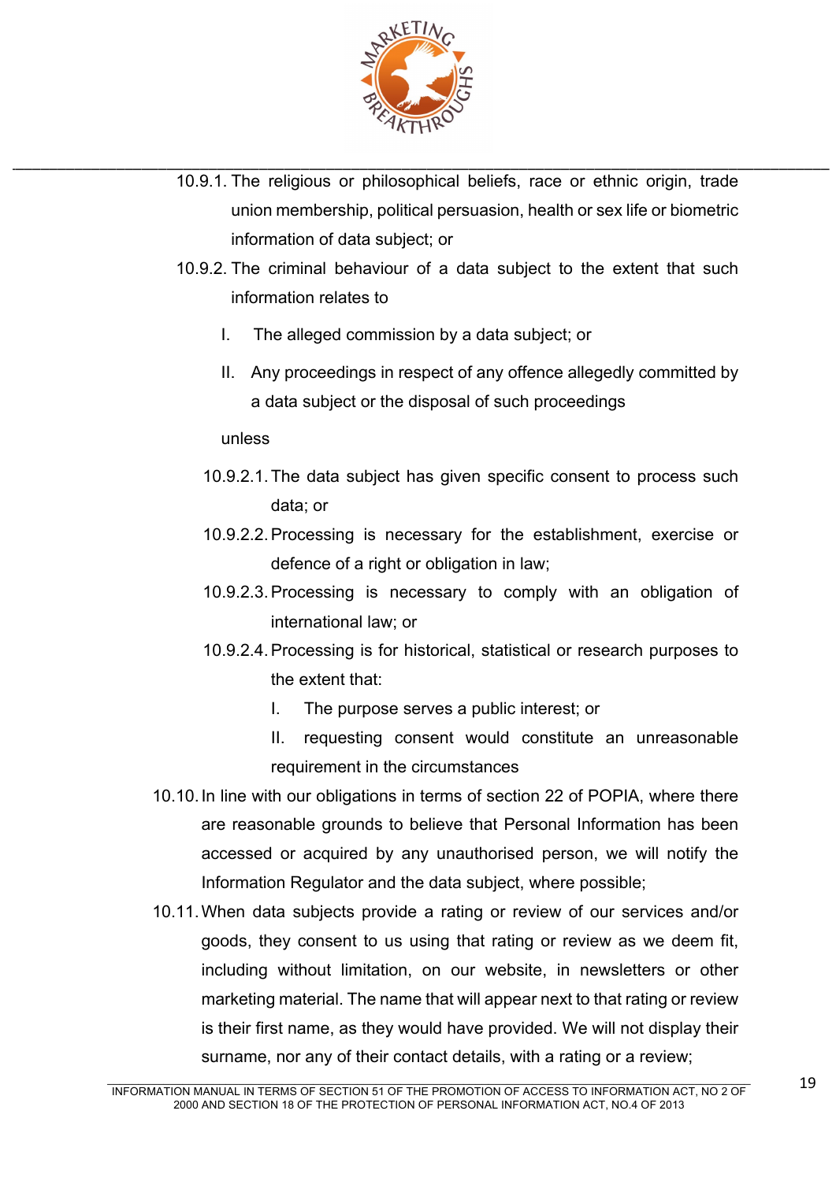10.9.1. The religious or philosophical beliefs, race or ethnic origin, trade union membership, political persuasion, health or sex life or biometric information of data subject; or

10.9.2. The criminal behaviour of a data subject to the extent that such information relates to

I. The alleged commission by a data subject; or

II. Any proceedings in respect of any offence allegedly committed by a data subject or the disposal of such proceedings

unless

10.9.2.1. The data subject has given specific consent to process such data; or

10.9.2.2. Processing is necessary for the establishment, exercise or defence of a right or obligation in law;

10.9.2.3. Processing is necessary to comply with an obligation of international law; or

10.9.2.4. Processing is for historical, statistical or research purposes to the extent that:

I. The purpose serves a public interest; or

II. requesting consent would constitute an unreasonable requirement in the circumstances

10.10. In line with our obligations in terms of section 22 of POPIA, where there are reasonable grounds to believe that Personal Information has been accessed or acquired by any unauthorised person, we will notify the Information Regulator and the data subject, where possible;

10.11. When data subjects provide a rating or review of our services and/or goods, they consent to us using that rating or review as we deem fit, including without limitation, on our website, in newsletters or other marketing material. The name that will appear next to that rating or review is their first name, as they would have provided. We will not display their surname, nor any of their contact details, with a rating or a review;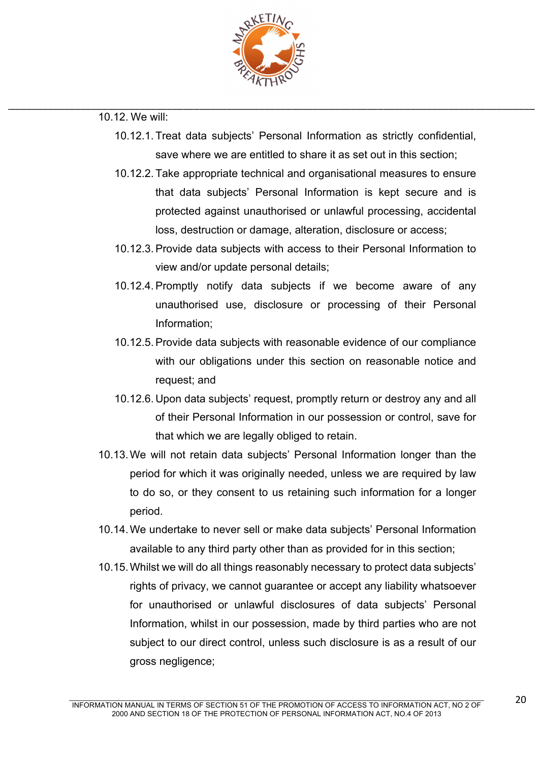10.12. We will:

- 10.12.1. Treat data subjects' Personal Information as strictly confidential, save where we are entitled to share it as set out in this section;
- 10.12.2. Take appropriate technical and organisational measures to ensure that data subjects' Personal Information is kept secure and is protected against unauthorised or unlawful processing, accidental loss, destruction or damage, alteration, disclosure or access;
- 10.12.3. Provide data subjects with access to their Personal Information to view and/or update personal details;
- 10.12.4. Promptly notify data subjects if we become aware of any unauthorised use, disclosure or processing of their Personal Information;
- 10.12.5. Provide data subjects with reasonable evidence of our compliance with our obligations under this section on reasonable notice and request; and
- 10.12.6. Upon data subjects' request, promptly return or destroy any and all of their Personal Information in our possession or control, save for that which we are legally obliged to retain.

10.13. We will not retain data subjects' Personal Information longer than the period for which it was originally needed, unless we are required by law to do so, or they consent to us retaining such information for a longer period.

10.14. We undertake to never sell or make data subjects' Personal Information available to any third party other than as provided for in this section;

10.15. Whilst we will do all things reasonably necessary to protect data subjects' rights of privacy, we cannot guarantee or accept any liability whatsoever for unauthorised or unlawful disclosures of data subjects' Personal Information, whilst in our possession, made by third parties who are not subject to our direct control, unless such disclosure is as a result of our gross negligence;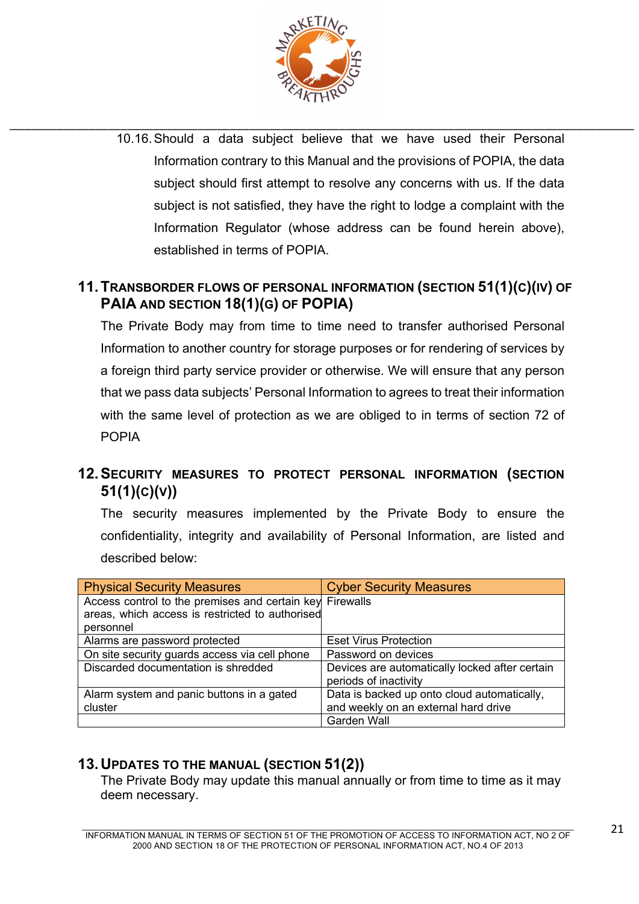10.16. Should a data subject believe that we have used their Personal Information contrary to this Manual and the provisions of POPIA, the data subject should first attempt to resolve any concerns with us. If the data subject is not satisfied, they have the right to lodge a complaint with the Information Regulator (whose address can be found herein above), established in terms of POPIA.

## 11. TRANSBORDER FLOWS OF PERSONAL INFORMATION (SECTION 51(1)(C)(IV) OF PAIA AND SECTION 18(1)(G) OF POPIA)

The Private Body may from time to time need to transfer authorised Personal Information to another country for storage purposes or for rendering of services by a foreign third party service provider or otherwise. We will ensure that any person that we pass data subjects' Personal Information to agrees to treat their information with the same level of protection as we are obliged to in terms of section 72 of POPIA

## 12. SECURITY MEASURES TO PROTECT PERSONAL INFORMATION (SECTION 51(1)(C)(V))

The security measures implemented by the Private Body to ensure the confidentiality, integrity and availability of Personal Information, are listed and described below:

| Physical Security Measures | Cyber Security Measures |
|---|---|
| Access control to the premises and certain key areas, which access is restricted to authorised personnel | Firewalls |
| Alarms are password protected | Eset Virus Protection |
| On site security guards access via cell phone | Password on devices |
| Discarded documentation is shredded | Devices are automatically locked after certain periods of inactivity |
| Alarm system and panic buttons in a gated cluster | Data is backed up onto cloud automatically, and weekly on an external hard drive |
| | Garden Wall |

## 13. UPDATES TO THE MANUAL (SECTION 51(2))

The Private Body may update this manual annually or from time to time as it may deem necessary.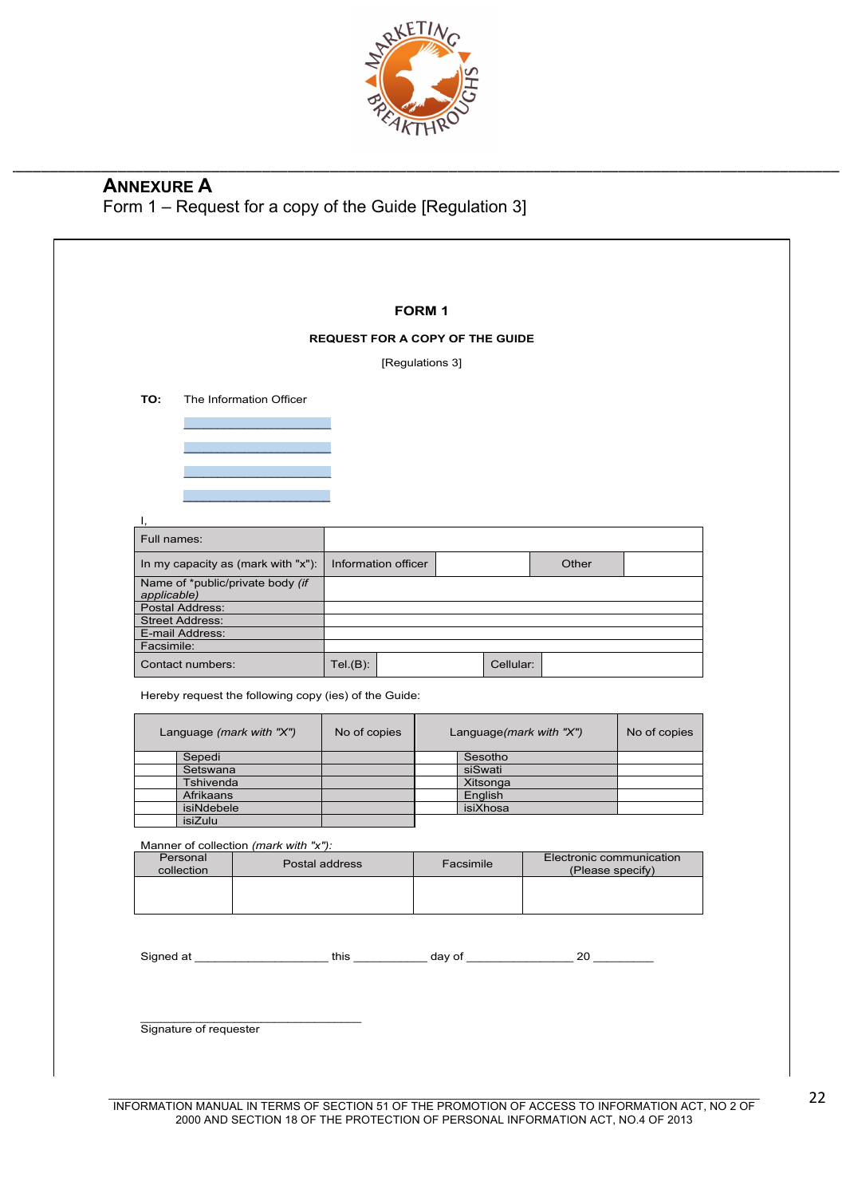## ANNEXURE A

Form 1 – Request for a copy of the Guide [Regulation 3]

**FORM 1**

**REQUEST FOR A COPY OF THE GUIDE**

[Regulations 3]

**TO:** The Information Officer

\_\_\_\_\_\_\_\_\_\_\_\_\_\_\_\_\_\_\_\_\_\_\_\_

\_\_\_\_\_\_\_\_\_\_\_\_\_\_\_\_\_\_\_\_\_\_\_\_

\_\_\_\_\_\_\_\_\_\_\_\_\_\_\_\_\_\_\_\_\_\_\_\_

\_\_\_\_\_\_\_\_\_\_\_\_\_\_\_\_\_\_\_\_\_\_\_\_

I,

| Full names: | | | | |
|---|---|---|---|---|
| In my capacity as (mark with "x"): | Information officer | | Other | |
| Name of *public/private body *(if applicable)* | | | | |
| Postal Address: | | | | |
| Street Address: | | | | |
| E-mail Address: | | | | |
| Facsimile: | | | | |
| Contact numbers: | Tel.(B): | | Cellular: | |

Hereby request the following copy (ies) of the Guide:

| | Language *(mark with "X")* | No of copies | | Language*(mark with "X")* | No of copies |
|---|---|---|---|---|---|
| | Sepedi | | | Sesotho | |
| | Setswana | | | siSwati | |
| | Tshivenda | | | Xitsonga | |
| | Afrikaans | | | English | |
| | isiNdebele | | | isiXhosa | |
| | isiZulu | | | | |

Manner of collection *(mark with "x")*:

| Personal collection | Postal address | Facsimile | Electronic communication (Please specify) |
|---|---|---|---|
| | | | |

Signed at \_\_\_\_\_\_\_\_\_\_\_\_\_\_\_\_\_\_\_\_ this \_\_\_\_\_\_\_\_\_\_\_ day of \_\_\_\_\_\_\_\_\_\_\_\_\_\_\_\_ 20 \_\_\_\_\_\_\_\_\_

\_\_\_\_\_\_\_\_\_\_\_\_\_\_\_\_\_\_\_\_\_\_\_\_\_\_\_\_\_\_\_\_\_\_\_

Signature of requester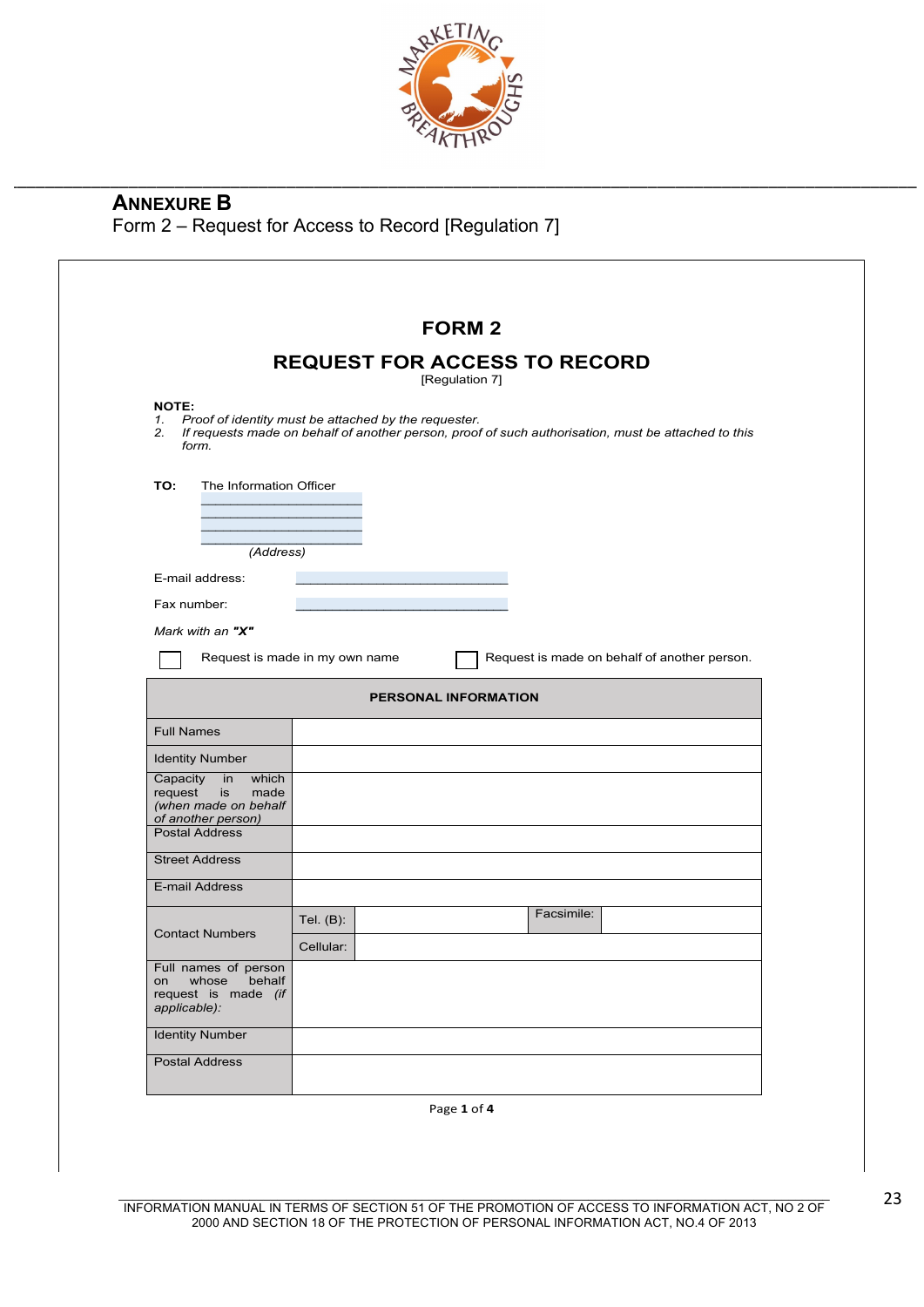## ANNEXURE B

Form 2 – Request for Access to Record [Regulation 7]

# FORM 2

## REQUEST FOR ACCESS TO RECORD

[Regulation 7]

**NOTE:**

1. *Proof of identity must be attached by the requester.*
2. *If requests made on behalf of another person, proof of such authorisation, must be attached to this form.*

**TO:** The Information Officer

\_\_\_\_\_\_\_\_\_\_\_\_\_\_\_\_\_\_\_\_\_\_

\_\_\_\_\_\_\_\_\_\_\_\_\_\_\_\_\_\_\_\_\_\_

\_\_\_\_\_\_\_\_\_\_\_\_\_\_\_\_\_\_\_\_\_\_

\_\_\_\_\_\_\_\_\_\_\_\_\_\_\_\_\_\_\_\_\_\_

*(Address)*

E-mail address: \_\_\_\_\_\_\_\_\_\_\_\_\_\_\_\_\_\_\_\_\_\_\_\_\_\_\_\_

Fax number: \_\_\_\_\_\_\_\_\_\_\_\_\_\_\_\_\_\_\_\_\_\_\_\_\_\_\_\_

*Mark with an* ***"X"***

☐ Request is made in my own name ☐ Request is made on behalf of another person.

| **PERSONAL INFORMATION** | | | | |
|---|---|---|---|---|
| Full Names | | | | |
| Identity Number | | | | |
| Capacity in which request is made *(when made on behalf of another person)* | | | | |
| Postal Address | | | | |
| Street Address | | | | |
| E-mail Address | | | | |
| Contact Numbers | Tel. (B): | | Facsimile: | |
| | Cellular: | | | |
| Full names of person on whose behalf request is made *(if applicable):* | | | | |
| Identity Number | | | | |
| Postal Address | | | | |

INFORMATION MANUAL IN TERMS OF SECTION 51 OF THE PROMOTION OF ACCESS TO INFORMATION ACT, NO 2 OF 2000 AND SECTION 18 OF THE PROTECTION OF PERSONAL INFORMATION ACT, NO.4 OF 2013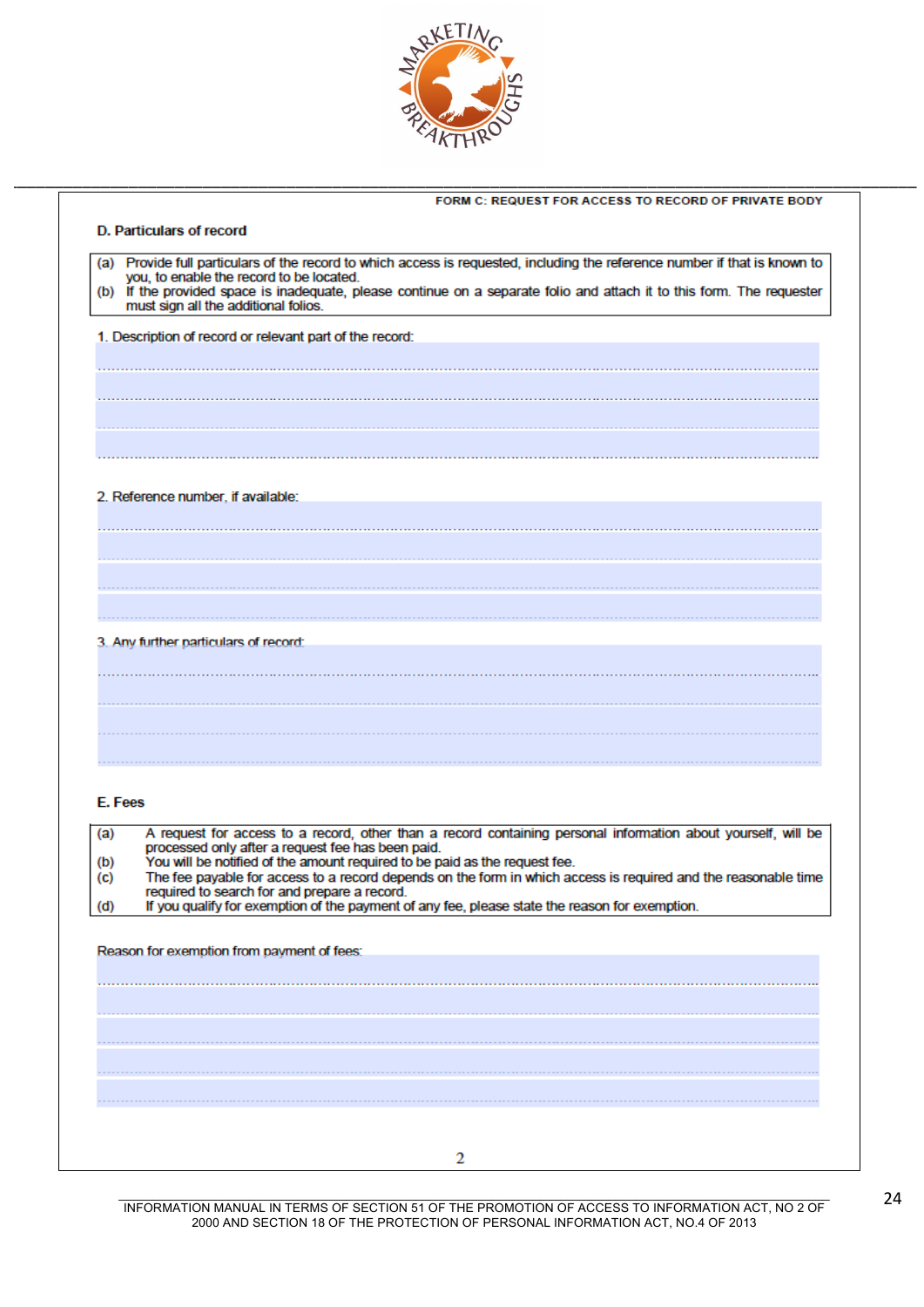FORM C: REQUEST FOR ACCESS TO RECORD OF PRIVATE BODY

**D. Particulars of record**

(a) Provide full particulars of the record to which access is requested, including the reference number if that is known to you, to enable the record to be located.
(b) If the provided space is inadequate, please continue on a separate folio and attach it to this form. The requester must sign all the additional folios.

1. Description of record or relevant part of the record:

.............................................................................................................................................

.............................................................................................................................................

.............................................................................................................................................

.............................................................................................................................................

2. Reference number, if available:

.............................................................................................................................................

.............................................................................................................................................

.............................................................................................................................................

.............................................................................................................................................

3. Any further particulars of record:

.............................................................................................................................................

.............................................................................................................................................

.............................................................................................................................................

.............................................................................................................................................

**E. Fees**

(a) A request for access to a record, other than a record containing personal information about yourself, will be processed only after a request fee has been paid.
(b) You will be notified of the amount required to be paid as the request fee.
(c) The fee payable for access to a record depends on the form in which access is required and the reasonable time required to search for and prepare a record.
(d) If you qualify for exemption of the payment of any fee, please state the reason for exemption.

Reason for exemption from payment of fees:

.............................................................................................................................................

.............................................................................................................................................

.............................................................................................................................................

.............................................................................................................................................

.............................................................................................................................................

INFORMATION MANUAL IN TERMS OF SECTION 51 OF THE PROMOTION OF ACCESS TO INFORMATION ACT, NO 2 OF 2000 AND SECTION 18 OF THE PROTECTION OF PERSONAL INFORMATION ACT, NO.4 OF 2013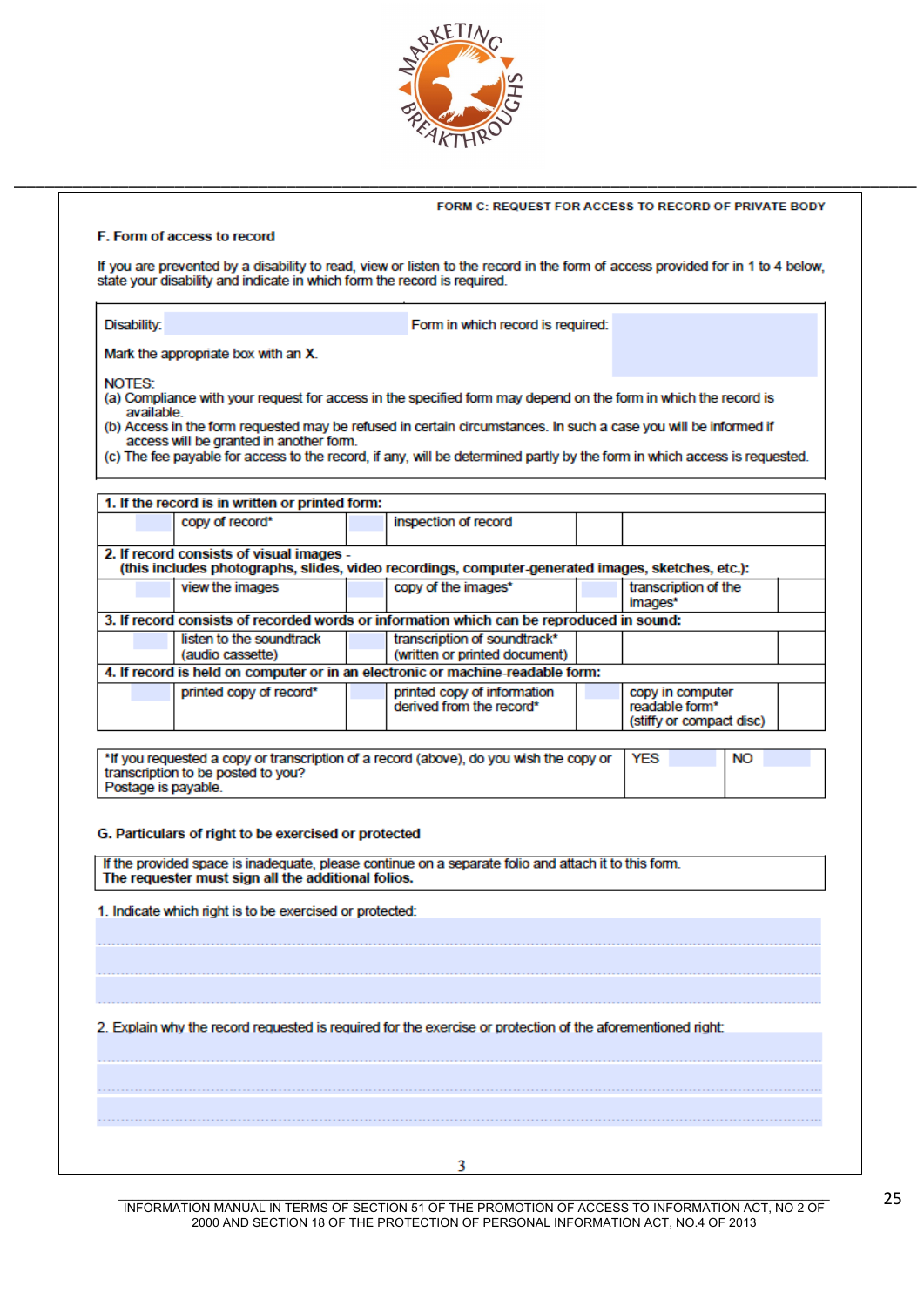FORM C: REQUEST FOR ACCESS TO RECORD OF PRIVATE BODY

**F. Form of access to record**

If you are prevented by a disability to read, view or listen to the record in the form of access provided for in 1 to 4 below, state your disability and indicate in which form the record is required.

| Disability: | Form in which record is required: |
|---|---|
| Mark the appropriate box with an **X**. | |

NOTES:
(a) Compliance with your request for access in the specified form may depend on the form in which the record is available.
(b) Access in the form requested may be refused in certain circumstances. In such a case you will be informed if access will be granted in another form.
(c) The fee payable for access to the record, if any, will be determined partly by the form in which access is requested.

| | | | | | |
|---|---|---|---|---|---|
| **1. If the record is in written or printed form:** | | | | | |
| | copy of record* | | inspection of record | | |
| **2. If record consists of visual images - (this includes photographs, slides, video recordings, computer-generated images, sketches, etc.):** | | | | | |
| | view the images | | copy of the images* | | transcription of the images* |
| **3. If record consists of recorded words or information which can be reproduced in sound:** | | | | | |
| | listen to the soundtrack (audio cassette) | | transcription of soundtrack* (written or printed document) | | |
| **4. If record is held on computer or in an electronic or machine-readable form:** | | | | | |
| | printed copy of record* | | printed copy of information derived from the record* | | copy in computer readable form* (stiffy or compact disc) |

| *If you requested a copy or transcription of a record (above), do you wish the copy or transcription to be posted to you? Postage is payable. | YES | | NO | |
|---|---|---|---|---|

**G. Particulars of right to be exercised or protected**

If the provided space is inadequate, please continue on a separate folio and attach it to this form.
**The requester must sign all the additional folios.**

1. Indicate which right is to be exercised or protected:

2. Explain why the record requested is required for the exercise or protection of the aforementioned right:

INFORMATION MANUAL IN TERMS OF SECTION 51 OF THE PROMOTION OF ACCESS TO INFORMATION ACT, NO 2 OF 2000 AND SECTION 18 OF THE PROTECTION OF PERSONAL INFORMATION ACT, NO.4 OF 2013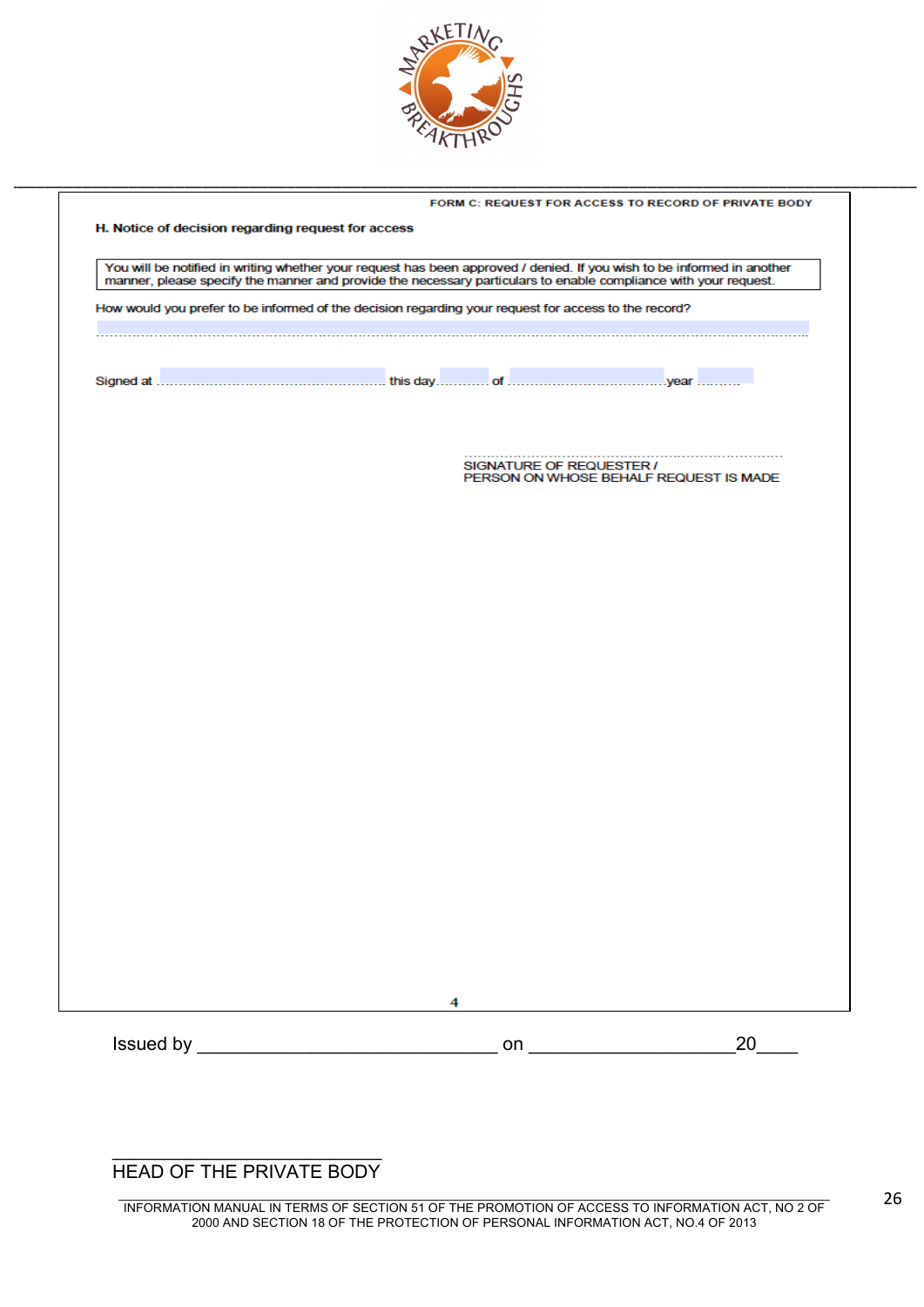FORM C: REQUEST FOR ACCESS TO RECORD OF PRIVATE BODY

**H. Notice of decision regarding request for access**

| |
|---|
| You will be notified in writing whether your request has been approved / denied. If you wish to be informed in another manner, please specify the manner and provide the necessary particulars to enable compliance with your request. |

How would you prefer to be informed of the decision regarding your request for access to the record?

.................................................................................................................................................................

Signed at ............................................ this day ........... of ........................................ year ..........

...................................................................

SIGNATURE OF REQUESTER /
PERSON ON WHOSE BEHALF REQUEST IS MADE

4

Issued by ______________________________ on ____________________20____

______________________________

HEAD OF THE PRIVATE BODY

INFORMATION MANUAL IN TERMS OF SECTION 51 OF THE PROMOTION OF ACCESS TO INFORMATION ACT, NO 2 OF 2000 AND SECTION 18 OF THE PROTECTION OF PERSONAL INFORMATION ACT, NO.4 OF 2013